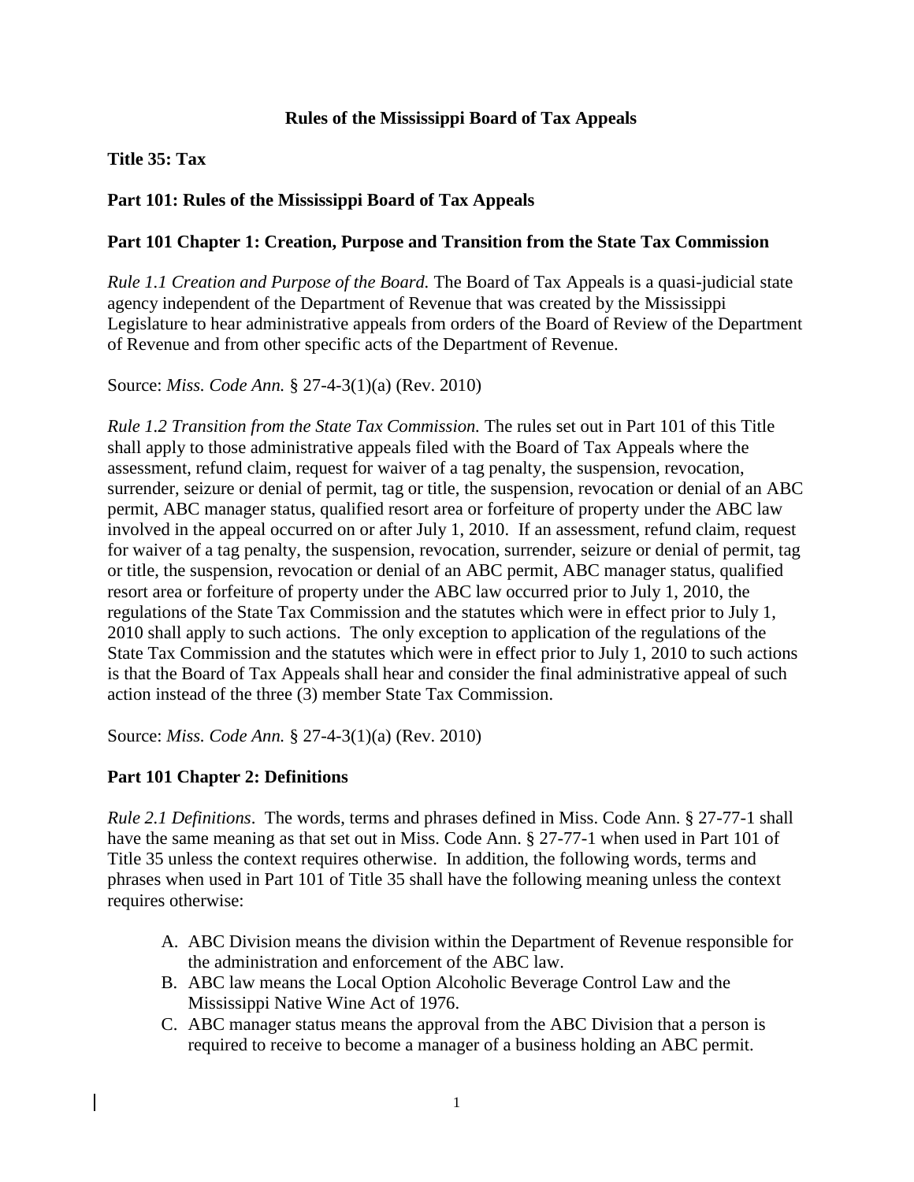# Rules of the Mississippi Board of Tax Appeals

**Title 35: Tax**

**Part 101: Rules of the Mississippi Board of Tax Appeals**

**Part 101 Chapter 1: Creation, Purpose and Transition from the State Tax Commission**

*Rule 1.1 Creation and Purpose of the Board.* The Board of Tax Appeals is a quasi-judicial state agency independent of the Department of Revenue that was created by the Mississippi Legislature to hear administrative appeals from orders of the Board of Review of the Department of Revenue and from other specific acts of the Department of Revenue.

Source: *Miss. Code Ann.* § 27-4-3(1)(a) (Rev. 2010)

*Rule 1.2 Transition from the State Tax Commission.* The rules set out in Part 101 of this Title shall apply to those administrative appeals filed with the Board of Tax Appeals where the assessment, refund claim, request for waiver of a tag penalty, the suspension, revocation, surrender, seizure or denial of permit, tag or title, the suspension, revocation or denial of an ABC permit, ABC manager status, qualified resort area or forfeiture of property under the ABC law involved in the appeal occurred on or after July 1, 2010. If an assessment, refund claim, request for waiver of a tag penalty, the suspension, revocation, surrender, seizure or denial of permit, tag or title, the suspension, revocation or denial of an ABC permit, ABC manager status, qualified resort area or forfeiture of property under the ABC law occurred prior to July 1, 2010, the regulations of the State Tax Commission and the statutes which were in effect prior to July 1, 2010 shall apply to such actions. The only exception to application of the regulations of the State Tax Commission and the statutes which were in effect prior to July 1, 2010 to such actions is that the Board of Tax Appeals shall hear and consider the final administrative appeal of such action instead of the three (3) member State Tax Commission.

Source: *Miss. Code Ann.* § 27-4-3(1)(a) (Rev. 2010)

**Part 101 Chapter 2: Definitions**

*Rule 2.1 Definitions*. The words, terms and phrases defined in Miss. Code Ann. § 27-77-1 shall have the same meaning as that set out in Miss. Code Ann. § 27-77-1 when used in Part 101 of Title 35 unless the context requires otherwise. In addition, the following words, terms and phrases when used in Part 101 of Title 35 shall have the following meaning unless the context requires otherwise:

A. ABC Division means the division within the Department of Revenue responsible for the administration and enforcement of the ABC law.
B. ABC law means the Local Option Alcoholic Beverage Control Law and the Mississippi Native Wine Act of 1976.
C. ABC manager status means the approval from the ABC Division that a person is required to receive to become a manager of a business holding an ABC permit.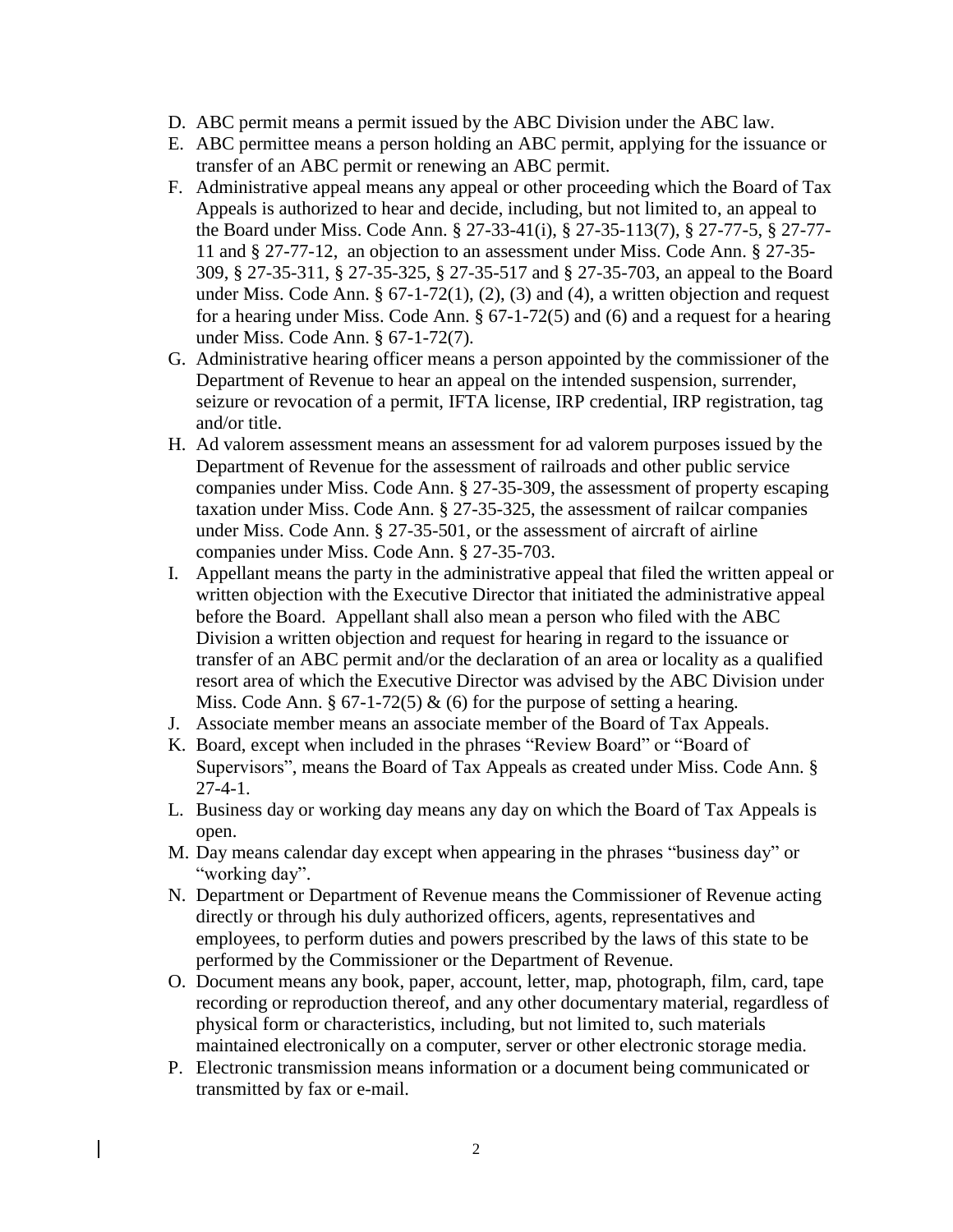D. ABC permit means a permit issued by the ABC Division under the ABC law.
E. ABC permittee means a person holding an ABC permit, applying for the issuance or transfer of an ABC permit or renewing an ABC permit.
F. Administrative appeal means any appeal or other proceeding which the Board of Tax Appeals is authorized to hear and decide, including, but not limited to, an appeal to the Board under Miss. Code Ann. § 27-33-41(i), § 27-35-113(7), § 27-77-5, § 27-77-11 and § 27-77-12, an objection to an assessment under Miss. Code Ann. § 27-35-309, § 27-35-311, § 27-35-325, § 27-35-517 and § 27-35-703, an appeal to the Board under Miss. Code Ann. § 67-1-72(1), (2), (3) and (4), a written objection and request for a hearing under Miss. Code Ann. § 67-1-72(5) and (6) and a request for a hearing under Miss. Code Ann. § 67-1-72(7).
G. Administrative hearing officer means a person appointed by the commissioner of the Department of Revenue to hear an appeal on the intended suspension, surrender, seizure or revocation of a permit, IFTA license, IRP credential, IRP registration, tag and/or title.
H. Ad valorem assessment means an assessment for ad valorem purposes issued by the Department of Revenue for the assessment of railroads and other public service companies under Miss. Code Ann. § 27-35-309, the assessment of property escaping taxation under Miss. Code Ann. § 27-35-325, the assessment of railcar companies under Miss. Code Ann. § 27-35-501, or the assessment of aircraft of airline companies under Miss. Code Ann. § 27-35-703.
I. Appellant means the party in the administrative appeal that filed the written appeal or written objection with the Executive Director that initiated the administrative appeal before the Board. Appellant shall also mean a person who filed with the ABC Division a written objection and request for hearing in regard to the issuance or transfer of an ABC permit and/or the declaration of an area or locality as a qualified resort area of which the Executive Director was advised by the ABC Division under Miss. Code Ann. § 67-1-72(5) & (6) for the purpose of setting a hearing.
J. Associate member means an associate member of the Board of Tax Appeals.
K. Board, except when included in the phrases "Review Board" or "Board of Supervisors", means the Board of Tax Appeals as created under Miss. Code Ann. § 27-4-1.
L. Business day or working day means any day on which the Board of Tax Appeals is open.
M. Day means calendar day except when appearing in the phrases "business day" or "working day".
N. Department or Department of Revenue means the Commissioner of Revenue acting directly or through his duly authorized officers, agents, representatives and employees, to perform duties and powers prescribed by the laws of this state to be performed by the Commissioner or the Department of Revenue.
O. Document means any book, paper, account, letter, map, photograph, film, card, tape recording or reproduction thereof, and any other documentary material, regardless of physical form or characteristics, including, but not limited to, such materials maintained electronically on a computer, server or other electronic storage media.
P. Electronic transmission means information or a document being communicated or transmitted by fax or e-mail.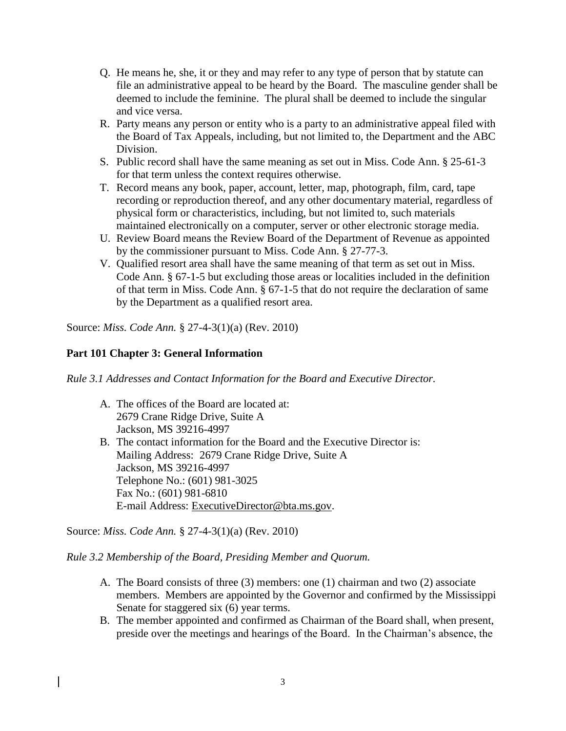Q. He means he, she, it or they and may refer to any type of person that by statute can file an administrative appeal to be heard by the Board. The masculine gender shall be deemed to include the feminine. The plural shall be deemed to include the singular and vice versa.

R. Party means any person or entity who is a party to an administrative appeal filed with the Board of Tax Appeals, including, but not limited to, the Department and the ABC Division.

S. Public record shall have the same meaning as set out in Miss. Code Ann. § 25-61-3 for that term unless the context requires otherwise.

T. Record means any book, paper, account, letter, map, photograph, film, card, tape recording or reproduction thereof, and any other documentary material, regardless of physical form or characteristics, including, but not limited to, such materials maintained electronically on a computer, server or other electronic storage media.

U. Review Board means the Review Board of the Department of Revenue as appointed by the commissioner pursuant to Miss. Code Ann. § 27-77-3.

V. Qualified resort area shall have the same meaning of that term as set out in Miss. Code Ann. § 67-1-5 but excluding those areas or localities included in the definition of that term in Miss. Code Ann. § 67-1-5 that do not require the declaration of same by the Department as a qualified resort area.

Source: *Miss. Code Ann.* § 27-4-3(1)(a) (Rev. 2010)

## Part 101 Chapter 3: General Information

*Rule 3.1 Addresses and Contact Information for the Board and Executive Director.*

A. The offices of the Board are located at:
2679 Crane Ridge Drive, Suite A
Jackson, MS 39216-4997

B. The contact information for the Board and the Executive Director is:
Mailing Address: 2679 Crane Ridge Drive, Suite A
Jackson, MS 39216-4997
Telephone No.: (601) 981-3025
Fax No.: (601) 981-6810
E-mail Address: ExecutiveDirector@bta.ms.gov.

Source: *Miss. Code Ann.* § 27-4-3(1)(a) (Rev. 2010)

*Rule 3.2 Membership of the Board, Presiding Member and Quorum.*

A. The Board consists of three (3) members: one (1) chairman and two (2) associate members. Members are appointed by the Governor and confirmed by the Mississippi Senate for staggered six (6) year terms.

B. The member appointed and confirmed as Chairman of the Board shall, when present, preside over the meetings and hearings of the Board. In the Chairman's absence, the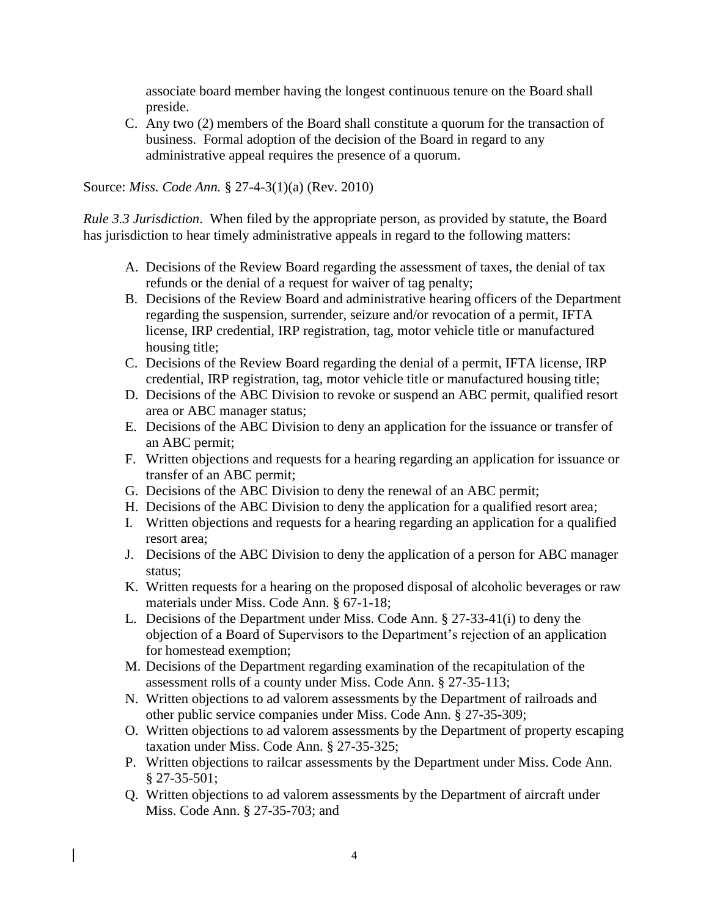associate board member having the longest continuous tenure on the Board shall preside.

C. Any two (2) members of the Board shall constitute a quorum for the transaction of business. Formal adoption of the decision of the Board in regard to any administrative appeal requires the presence of a quorum.

Source: *Miss. Code Ann.* § 27-4-3(1)(a) (Rev. 2010)

*Rule 3.3 Jurisdiction*. When filed by the appropriate person, as provided by statute, the Board has jurisdiction to hear timely administrative appeals in regard to the following matters:

A. Decisions of the Review Board regarding the assessment of taxes, the denial of tax refunds or the denial of a request for waiver of tag penalty;
B. Decisions of the Review Board and administrative hearing officers of the Department regarding the suspension, surrender, seizure and/or revocation of a permit, IFTA license, IRP credential, IRP registration, tag, motor vehicle title or manufactured housing title;
C. Decisions of the Review Board regarding the denial of a permit, IFTA license, IRP credential, IRP registration, tag, motor vehicle title or manufactured housing title;
D. Decisions of the ABC Division to revoke or suspend an ABC permit, qualified resort area or ABC manager status;
E. Decisions of the ABC Division to deny an application for the issuance or transfer of an ABC permit;
F. Written objections and requests for a hearing regarding an application for issuance or transfer of an ABC permit;
G. Decisions of the ABC Division to deny the renewal of an ABC permit;
H. Decisions of the ABC Division to deny the application for a qualified resort area;
I. Written objections and requests for a hearing regarding an application for a qualified resort area;
J. Decisions of the ABC Division to deny the application of a person for ABC manager status;
K. Written requests for a hearing on the proposed disposal of alcoholic beverages or raw materials under Miss. Code Ann. § 67-1-18;
L. Decisions of the Department under Miss. Code Ann. § 27-33-41(i) to deny the objection of a Board of Supervisors to the Department's rejection of an application for homestead exemption;
M. Decisions of the Department regarding examination of the recapitulation of the assessment rolls of a county under Miss. Code Ann. § 27-35-113;
N. Written objections to ad valorem assessments by the Department of railroads and other public service companies under Miss. Code Ann. § 27-35-309;
O. Written objections to ad valorem assessments by the Department of property escaping taxation under Miss. Code Ann. § 27-35-325;
P. Written objections to railcar assessments by the Department under Miss. Code Ann. § 27-35-501;
Q. Written objections to ad valorem assessments by the Department of aircraft under Miss. Code Ann. § 27-35-703; and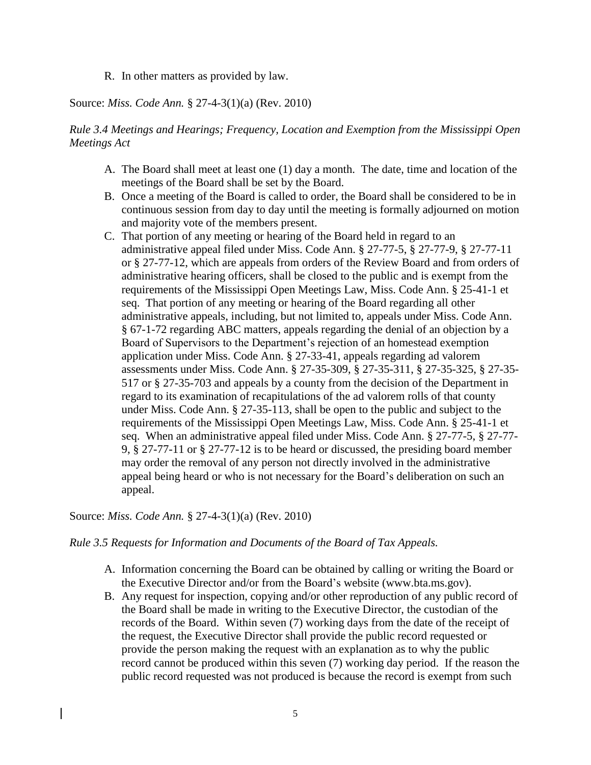R. In other matters as provided by law.

Source: *Miss. Code Ann.* § 27-4-3(1)(a) (Rev. 2010)

*Rule 3.4 Meetings and Hearings; Frequency, Location and Exemption from the Mississippi Open Meetings Act*

A. The Board shall meet at least one (1) day a month. The date, time and location of the meetings of the Board shall be set by the Board.
B. Once a meeting of the Board is called to order, the Board shall be considered to be in continuous session from day to day until the meeting is formally adjourned on motion and majority vote of the members present.
C. That portion of any meeting or hearing of the Board held in regard to an administrative appeal filed under Miss. Code Ann. § 27-77-5, § 27-77-9, § 27-77-11 or § 27-77-12, which are appeals from orders of the Review Board and from orders of administrative hearing officers, shall be closed to the public and is exempt from the requirements of the Mississippi Open Meetings Law, Miss. Code Ann. § 25-41-1 et seq. That portion of any meeting or hearing of the Board regarding all other administrative appeals, including, but not limited to, appeals under Miss. Code Ann. § 67-1-72 regarding ABC matters, appeals regarding the denial of an objection by a Board of Supervisors to the Department's rejection of an homestead exemption application under Miss. Code Ann. § 27-33-41, appeals regarding ad valorem assessments under Miss. Code Ann. § 27-35-309, § 27-35-311, § 27-35-325, § 27-35-517 or § 27-35-703 and appeals by a county from the decision of the Department in regard to its examination of recapitulations of the ad valorem rolls of that county under Miss. Code Ann. § 27-35-113, shall be open to the public and subject to the requirements of the Mississippi Open Meetings Law, Miss. Code Ann. § 25-41-1 et seq. When an administrative appeal filed under Miss. Code Ann. § 27-77-5, § 27-77-9, § 27-77-11 or § 27-77-12 is to be heard or discussed, the presiding board member may order the removal of any person not directly involved in the administrative appeal being heard or who is not necessary for the Board's deliberation on such an appeal.

Source: *Miss. Code Ann.* § 27-4-3(1)(a) (Rev. 2010)

*Rule 3.5 Requests for Information and Documents of the Board of Tax Appeals.*

A. Information concerning the Board can be obtained by calling or writing the Board or the Executive Director and/or from the Board's website (www.bta.ms.gov).
B. Any request for inspection, copying and/or other reproduction of any public record of the Board shall be made in writing to the Executive Director, the custodian of the records of the Board. Within seven (7) working days from the date of the receipt of the request, the Executive Director shall provide the public record requested or provide the person making the request with an explanation as to why the public record cannot be produced within this seven (7) working day period. If the reason the public record requested was not produced is because the record is exempt from such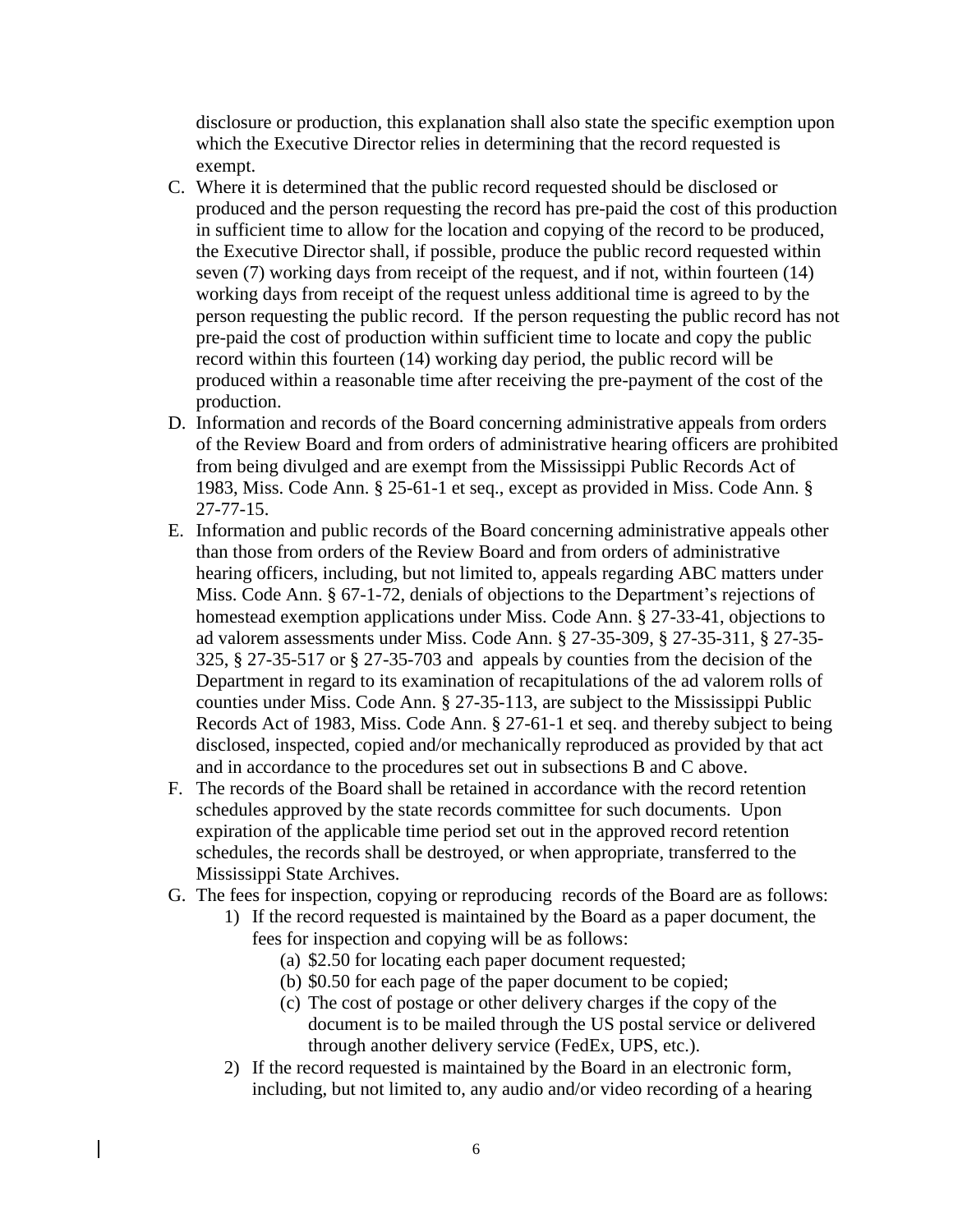disclosure or production, this explanation shall also state the specific exemption upon which the Executive Director relies in determining that the record requested is exempt.

C. Where it is determined that the public record requested should be disclosed or produced and the person requesting the record has pre-paid the cost of this production in sufficient time to allow for the location and copying of the record to be produced, the Executive Director shall, if possible, produce the public record requested within seven (7) working days from receipt of the request, and if not, within fourteen (14) working days from receipt of the request unless additional time is agreed to by the person requesting the public record. If the person requesting the public record has not pre-paid the cost of production within sufficient time to locate and copy the public record within this fourteen (14) working day period, the public record will be produced within a reasonable time after receiving the pre-payment of the cost of the production.

D. Information and records of the Board concerning administrative appeals from orders of the Review Board and from orders of administrative hearing officers are prohibited from being divulged and are exempt from the Mississippi Public Records Act of 1983, Miss. Code Ann. § 25-61-1 et seq., except as provided in Miss. Code Ann. § 27-77-15.

E. Information and public records of the Board concerning administrative appeals other than those from orders of the Review Board and from orders of administrative hearing officers, including, but not limited to, appeals regarding ABC matters under Miss. Code Ann. § 67-1-72, denials of objections to the Department's rejections of homestead exemption applications under Miss. Code Ann. § 27-33-41, objections to ad valorem assessments under Miss. Code Ann. § 27-35-309, § 27-35-311, § 27-35-325, § 27-35-517 or § 27-35-703 and appeals by counties from the decision of the Department in regard to its examination of recapitulations of the ad valorem rolls of counties under Miss. Code Ann. § 27-35-113, are subject to the Mississippi Public Records Act of 1983, Miss. Code Ann. § 27-61-1 et seq. and thereby subject to being disclosed, inspected, copied and/or mechanically reproduced as provided by that act and in accordance to the procedures set out in subsections B and C above.

F. The records of the Board shall be retained in accordance with the record retention schedules approved by the state records committee for such documents. Upon expiration of the applicable time period set out in the approved record retention schedules, the records shall be destroyed, or when appropriate, transferred to the Mississippi State Archives.

G. The fees for inspection, copying or reproducing records of the Board are as follows:
   1) If the record requested is maintained by the Board as a paper document, the fees for inspection and copying will be as follows:
      (a) $2.50 for locating each paper document requested;
      (b) $0.50 for each page of the paper document to be copied;
      (c) The cost of postage or other delivery charges if the copy of the document is to be mailed through the US postal service or delivered through another delivery service (FedEx, UPS, etc.).
   2) If the record requested is maintained by the Board in an electronic form, including, but not limited to, any audio and/or video recording of a hearing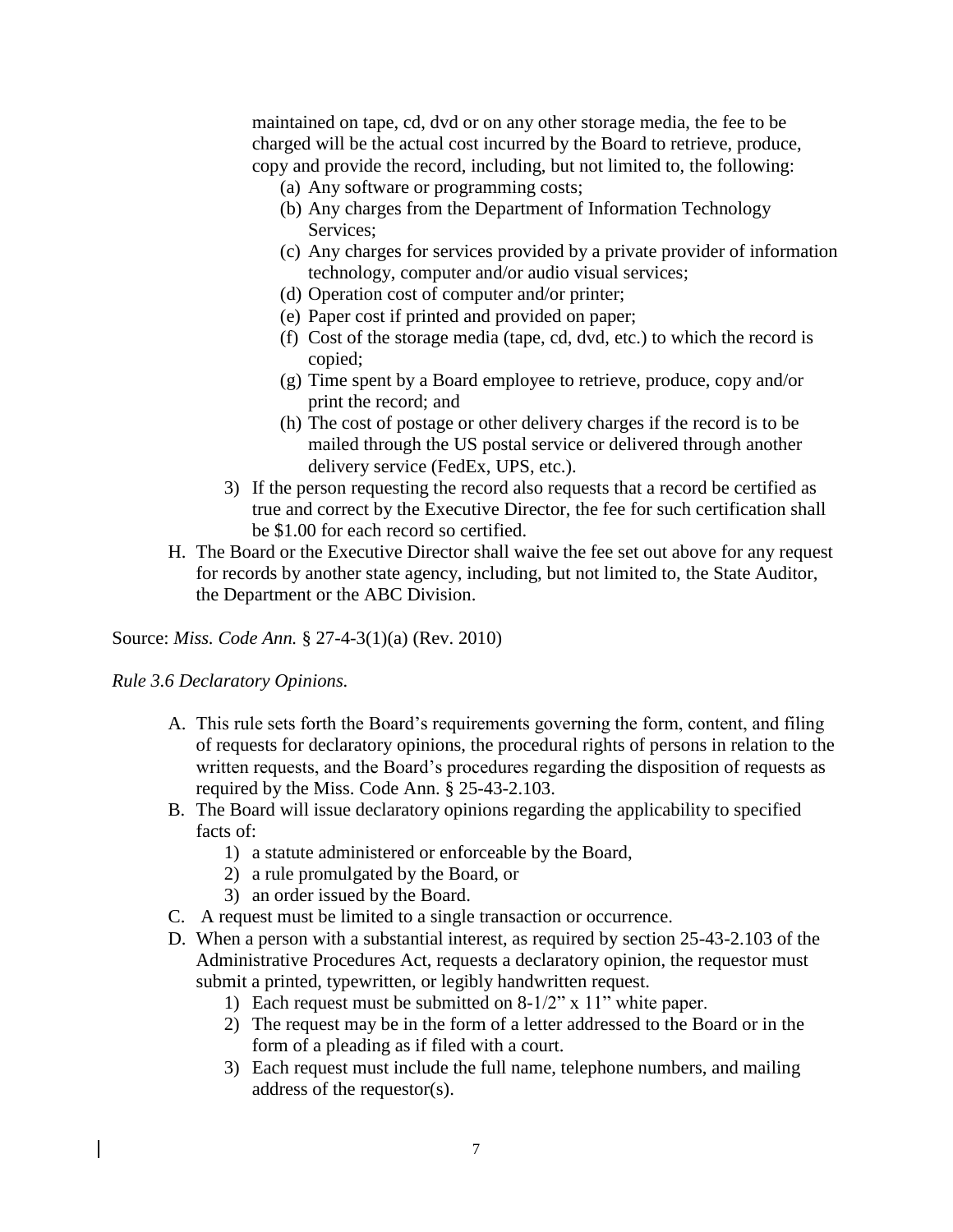maintained on tape, cd, dvd or on any other storage media, the fee to be charged will be the actual cost incurred by the Board to retrieve, produce, copy and provide the record, including, but not limited to, the following:

(a) Any software or programming costs;
(b) Any charges from the Department of Information Technology Services;
(c) Any charges for services provided by a private provider of information technology, computer and/or audio visual services;
(d) Operation cost of computer and/or printer;
(e) Paper cost if printed and provided on paper;
(f) Cost of the storage media (tape, cd, dvd, etc.) to which the record is copied;
(g) Time spent by a Board employee to retrieve, produce, copy and/or print the record; and
(h) The cost of postage or other delivery charges if the record is to be mailed through the US postal service or delivered through another delivery service (FedEx, UPS, etc.).

3) If the person requesting the record also requests that a record be certified as true and correct by the Executive Director, the fee for such certification shall be $1.00 for each record so certified.

H. The Board or the Executive Director shall waive the fee set out above for any request for records by another state agency, including, but not limited to, the State Auditor, the Department or the ABC Division.

Source: *Miss. Code Ann.* § 27-4-3(1)(a) (Rev. 2010)

*Rule 3.6 Declaratory Opinions.*

A. This rule sets forth the Board's requirements governing the form, content, and filing of requests for declaratory opinions, the procedural rights of persons in relation to the written requests, and the Board's procedures regarding the disposition of requests as required by the Miss. Code Ann. § 25-43-2.103.

B. The Board will issue declaratory opinions regarding the applicability to specified facts of:
   1) a statute administered or enforceable by the Board,
   2) a rule promulgated by the Board, or
   3) an order issued by the Board.

C. A request must be limited to a single transaction or occurrence.

D. When a person with a substantial interest, as required by section 25-43-2.103 of the Administrative Procedures Act, requests a declaratory opinion, the requestor must submit a printed, typewritten, or legibly handwritten request.
   1) Each request must be submitted on 8-1/2" x 11" white paper.
   2) The request may be in the form of a letter addressed to the Board or in the form of a pleading as if filed with a court.
   3) Each request must include the full name, telephone numbers, and mailing address of the requestor(s).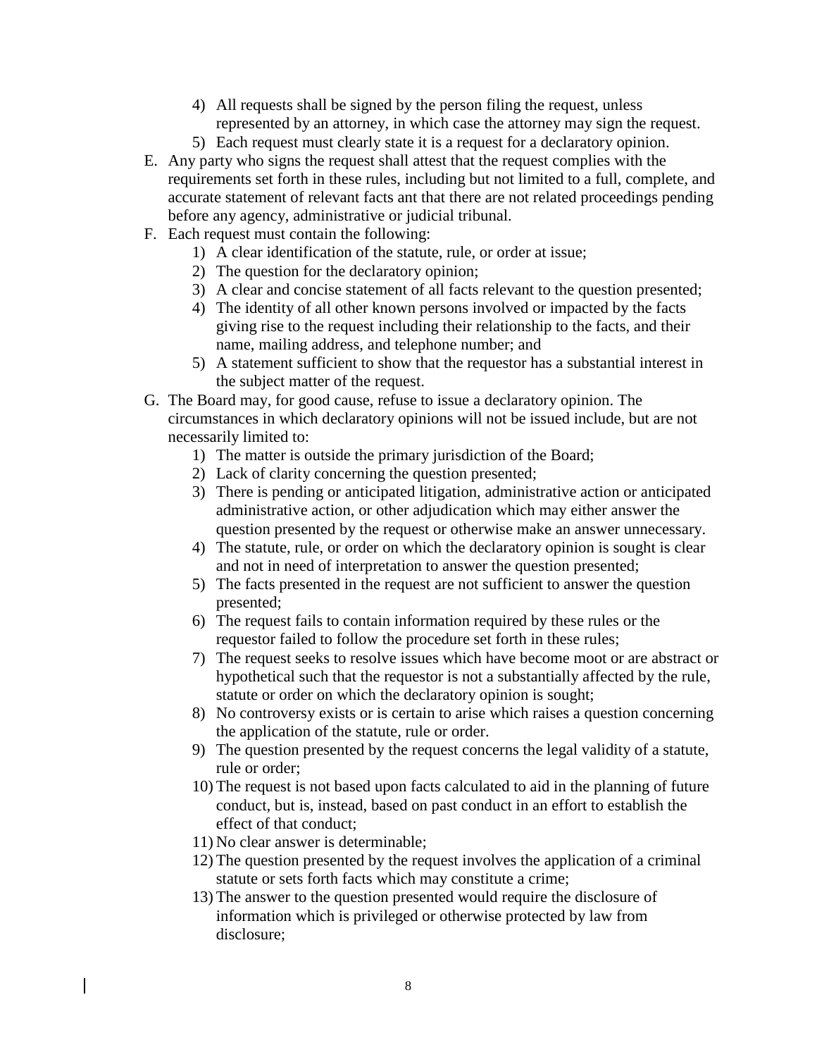4) All requests shall be signed by the person filing the request, unless represented by an attorney, in which case the attorney may sign the request.
5) Each request must clearly state it is a request for a declaratory opinion.

E. Any party who signs the request shall attest that the request complies with the requirements set forth in these rules, including but not limited to a full, complete, and accurate statement of relevant facts ant that there are not related proceedings pending before any agency, administrative or judicial tribunal.

F. Each request must contain the following:
1) A clear identification of the statute, rule, or order at issue;
2) The question for the declaratory opinion;
3) A clear and concise statement of all facts relevant to the question presented;
4) The identity of all other known persons involved or impacted by the facts giving rise to the request including their relationship to the facts, and their name, mailing address, and telephone number; and
5) A statement sufficient to show that the requestor has a substantial interest in the subject matter of the request.

G. The Board may, for good cause, refuse to issue a declaratory opinion. The circumstances in which declaratory opinions will not be issued include, but are not necessarily limited to:
1) The matter is outside the primary jurisdiction of the Board;
2) Lack of clarity concerning the question presented;
3) There is pending or anticipated litigation, administrative action or anticipated administrative action, or other adjudication which may either answer the question presented by the request or otherwise make an answer unnecessary.
4) The statute, rule, or order on which the declaratory opinion is sought is clear and not in need of interpretation to answer the question presented;
5) The facts presented in the request are not sufficient to answer the question presented;
6) The request fails to contain information required by these rules or the requestor failed to follow the procedure set forth in these rules;
7) The request seeks to resolve issues which have become moot or are abstract or hypothetical such that the requestor is not a substantially affected by the rule, statute or order on which the declaratory opinion is sought;
8) No controversy exists or is certain to arise which raises a question concerning the application of the statute, rule or order.
9) The question presented by the request concerns the legal validity of a statute, rule or order;
10) The request is not based upon facts calculated to aid in the planning of future conduct, but is, instead, based on past conduct in an effort to establish the effect of that conduct;
11) No clear answer is determinable;
12) The question presented by the request involves the application of a criminal statute or sets forth facts which may constitute a crime;
13) The answer to the question presented would require the disclosure of information which is privileged or otherwise protected by law from disclosure;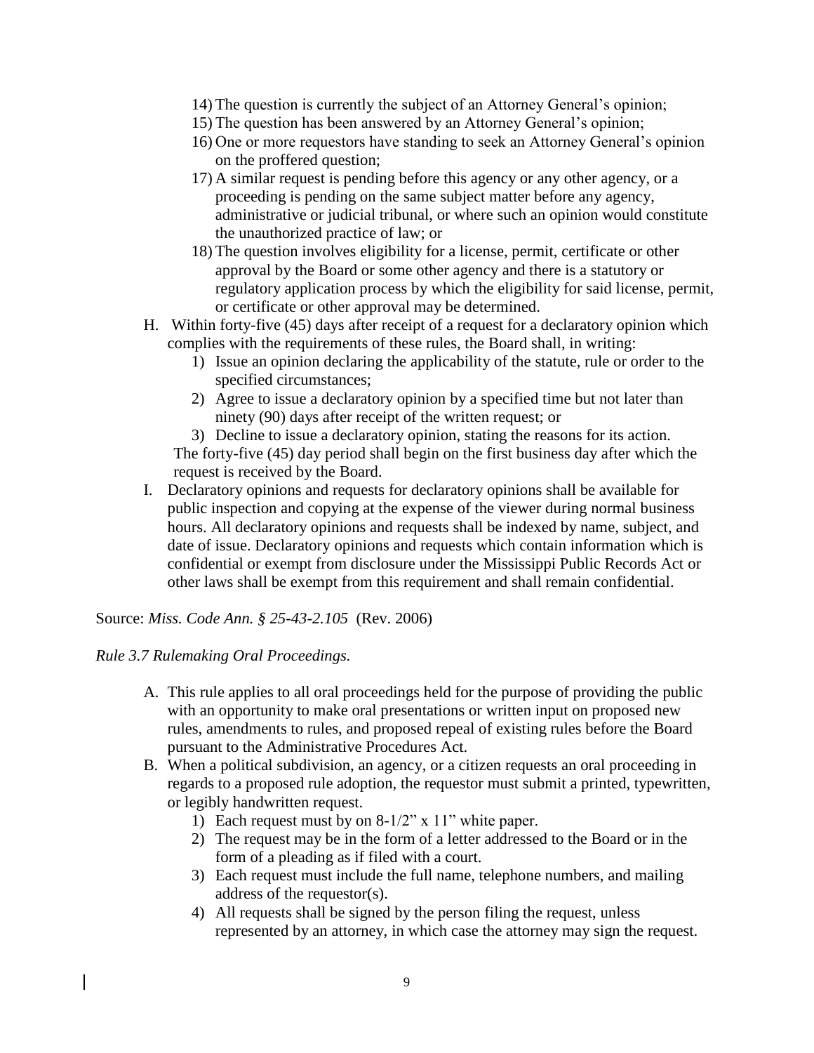14) The question is currently the subject of an Attorney General's opinion;
15) The question has been answered by an Attorney General's opinion;
16) One or more requestors have standing to seek an Attorney General's opinion on the proffered question;
17) A similar request is pending before this agency or any other agency, or a proceeding is pending on the same subject matter before any agency, administrative or judicial tribunal, or where such an opinion would constitute the unauthorized practice of law; or
18) The question involves eligibility for a license, permit, certificate or other approval by the Board or some other agency and there is a statutory or regulatory application process by which the eligibility for said license, permit, or certificate or other approval may be determined.

H. Within forty-five (45) days after receipt of a request for a declaratory opinion which complies with the requirements of these rules, the Board shall, in writing:
   1) Issue an opinion declaring the applicability of the statute, rule or order to the specified circumstances;
   2) Agree to issue a declaratory opinion by a specified time but not later than ninety (90) days after receipt of the written request; or
   3) Decline to issue a declaratory opinion, stating the reasons for its action.

   The forty-five (45) day period shall begin on the first business day after which the request is received by the Board.

I. Declaratory opinions and requests for declaratory opinions shall be available for public inspection and copying at the expense of the viewer during normal business hours. All declaratory opinions and requests shall be indexed by name, subject, and date of issue. Declaratory opinions and requests which contain information which is confidential or exempt from disclosure under the Mississippi Public Records Act or other laws shall be exempt from this requirement and shall remain confidential.

Source: *Miss. Code Ann. § 25-43-2.105* (Rev. 2006)

*Rule 3.7 Rulemaking Oral Proceedings.*

A. This rule applies to all oral proceedings held for the purpose of providing the public with an opportunity to make oral presentations or written input on proposed new rules, amendments to rules, and proposed repeal of existing rules before the Board pursuant to the Administrative Procedures Act.

B. When a political subdivision, an agency, or a citizen requests an oral proceeding in regards to a proposed rule adoption, the requestor must submit a printed, typewritten, or legibly handwritten request.
   1) Each request must by on 8-1/2" x 11" white paper.
   2) The request may be in the form of a letter addressed to the Board or in the form of a pleading as if filed with a court.
   3) Each request must include the full name, telephone numbers, and mailing address of the requestor(s).
   4) All requests shall be signed by the person filing the request, unless represented by an attorney, in which case the attorney may sign the request.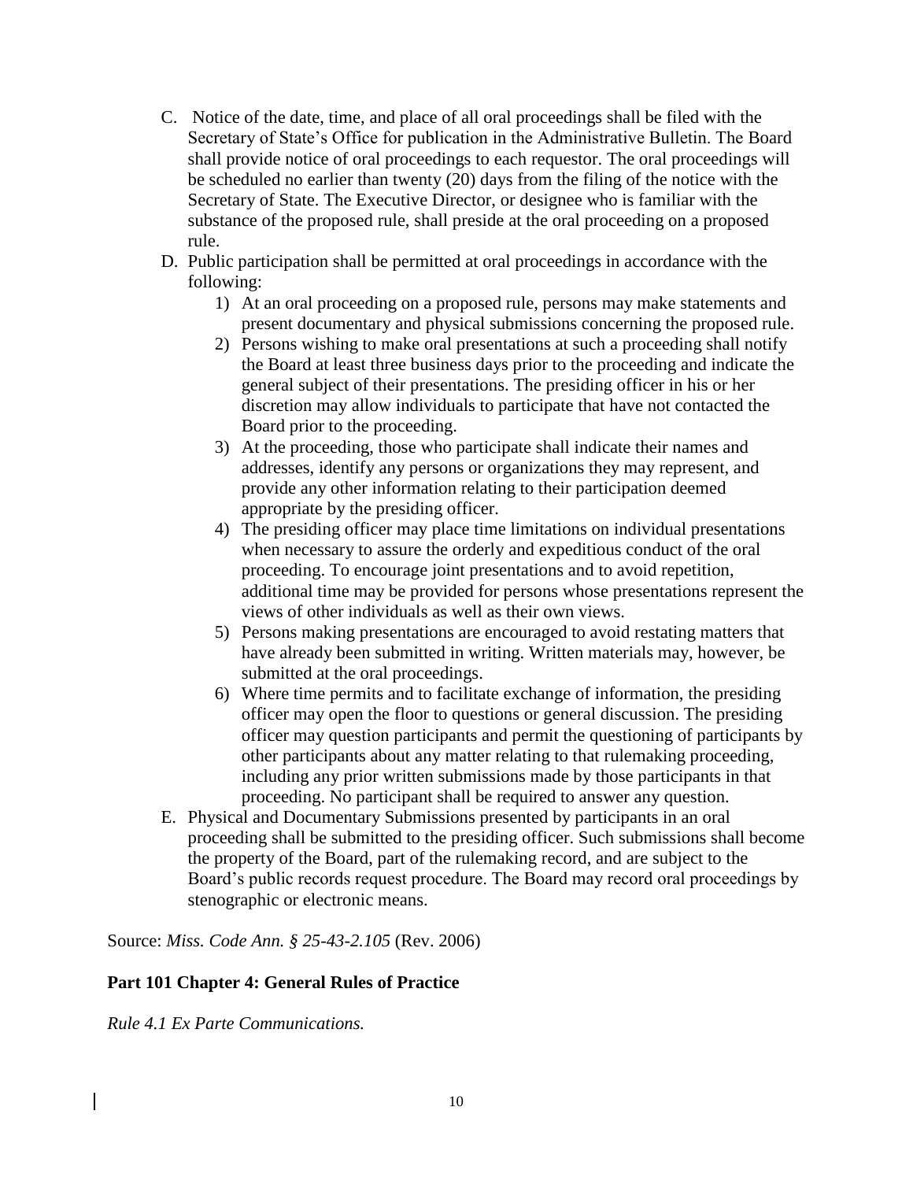C. Notice of the date, time, and place of all oral proceedings shall be filed with the Secretary of State's Office for publication in the Administrative Bulletin. The Board shall provide notice of oral proceedings to each requestor. The oral proceedings will be scheduled no earlier than twenty (20) days from the filing of the notice with the Secretary of State. The Executive Director, or designee who is familiar with the substance of the proposed rule, shall preside at the oral proceeding on a proposed rule.

D. Public participation shall be permitted at oral proceedings in accordance with the following:

   1) At an oral proceeding on a proposed rule, persons may make statements and present documentary and physical submissions concerning the proposed rule.
   2) Persons wishing to make oral presentations at such a proceeding shall notify the Board at least three business days prior to the proceeding and indicate the general subject of their presentations. The presiding officer in his or her discretion may allow individuals to participate that have not contacted the Board prior to the proceeding.
   3) At the proceeding, those who participate shall indicate their names and addresses, identify any persons or organizations they may represent, and provide any other information relating to their participation deemed appropriate by the presiding officer.
   4) The presiding officer may place time limitations on individual presentations when necessary to assure the orderly and expeditious conduct of the oral proceeding. To encourage joint presentations and to avoid repetition, additional time may be provided for persons whose presentations represent the views of other individuals as well as their own views.
   5) Persons making presentations are encouraged to avoid restating matters that have already been submitted in writing. Written materials may, however, be submitted at the oral proceedings.
   6) Where time permits and to facilitate exchange of information, the presiding officer may open the floor to questions or general discussion. The presiding officer may question participants and permit the questioning of participants by other participants about any matter relating to that rulemaking proceeding, including any prior written submissions made by those participants in that proceeding. No participant shall be required to answer any question.

E. Physical and Documentary Submissions presented by participants in an oral proceeding shall be submitted to the presiding officer. Such submissions shall become the property of the Board, part of the rulemaking record, and are subject to the Board's public records request procedure. The Board may record oral proceedings by stenographic or electronic means.

Source: *Miss. Code Ann. § 25-43-2.105* (Rev. 2006)

**Part 101 Chapter 4: General Rules of Practice**

*Rule 4.1 Ex Parte Communications.*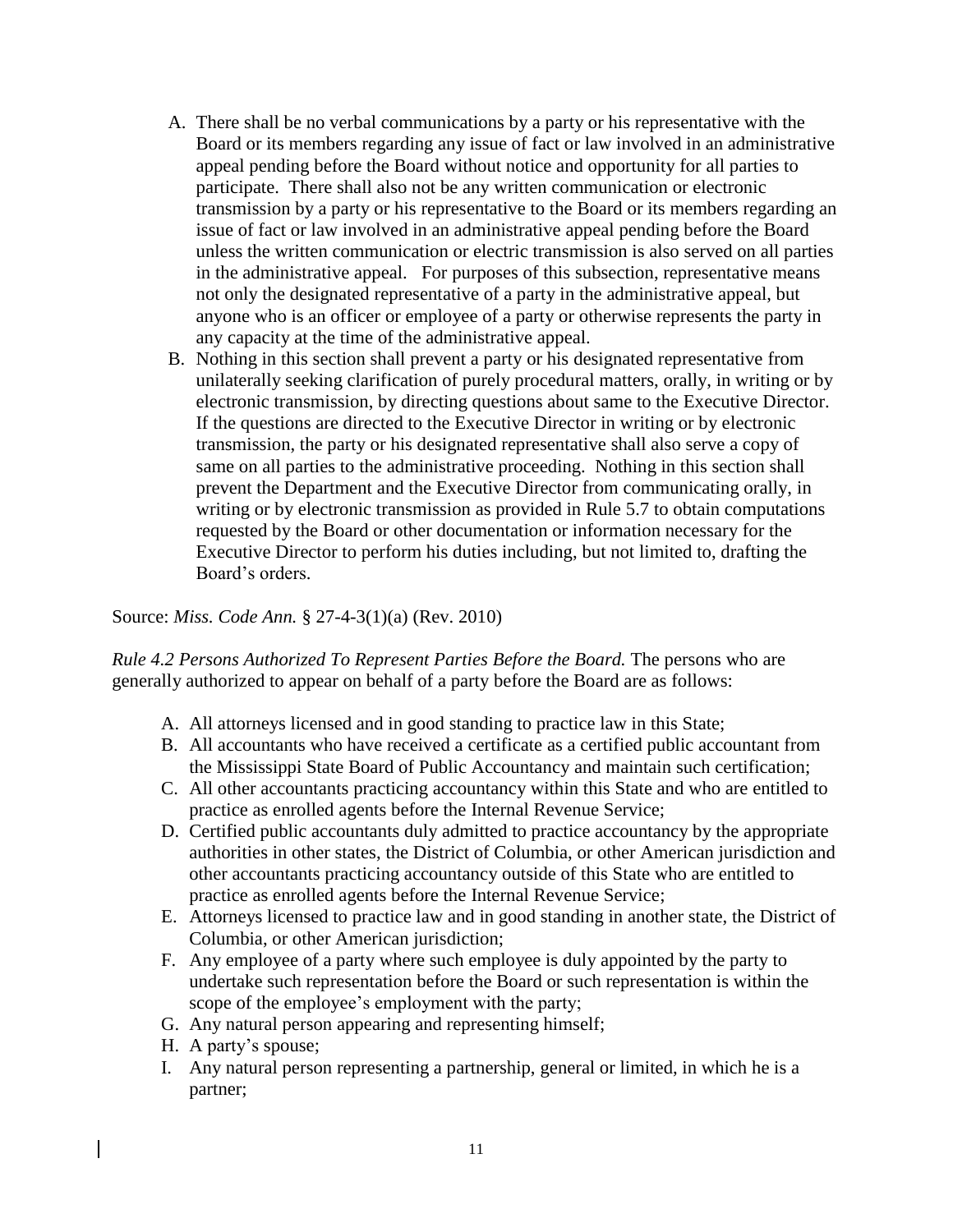A. There shall be no verbal communications by a party or his representative with the Board or its members regarding any issue of fact or law involved in an administrative appeal pending before the Board without notice and opportunity for all parties to participate. There shall also not be any written communication or electronic transmission by a party or his representative to the Board or its members regarding an issue of fact or law involved in an administrative appeal pending before the Board unless the written communication or electric transmission is also served on all parties in the administrative appeal. For purposes of this subsection, representative means not only the designated representative of a party in the administrative appeal, but anyone who is an officer or employee of a party or otherwise represents the party in any capacity at the time of the administrative appeal.
B. Nothing in this section shall prevent a party or his designated representative from unilaterally seeking clarification of purely procedural matters, orally, in writing or by electronic transmission, by directing questions about same to the Executive Director. If the questions are directed to the Executive Director in writing or by electronic transmission, the party or his designated representative shall also serve a copy of same on all parties to the administrative proceeding. Nothing in this section shall prevent the Department and the Executive Director from communicating orally, in writing or by electronic transmission as provided in Rule 5.7 to obtain computations requested by the Board or other documentation or information necessary for the Executive Director to perform his duties including, but not limited to, drafting the Board's orders.

Source: *Miss. Code Ann.* § 27-4-3(1)(a) (Rev. 2010)

*Rule 4.2 Persons Authorized To Represent Parties Before the Board.* The persons who are generally authorized to appear on behalf of a party before the Board are as follows:

A. All attorneys licensed and in good standing to practice law in this State;
B. All accountants who have received a certificate as a certified public accountant from the Mississippi State Board of Public Accountancy and maintain such certification;
C. All other accountants practicing accountancy within this State and who are entitled to practice as enrolled agents before the Internal Revenue Service;
D. Certified public accountants duly admitted to practice accountancy by the appropriate authorities in other states, the District of Columbia, or other American jurisdiction and other accountants practicing accountancy outside of this State who are entitled to practice as enrolled agents before the Internal Revenue Service;
E. Attorneys licensed to practice law and in good standing in another state, the District of Columbia, or other American jurisdiction;
F. Any employee of a party where such employee is duly appointed by the party to undertake such representation before the Board or such representation is within the scope of the employee's employment with the party;
G. Any natural person appearing and representing himself;
H. A party's spouse;
I. Any natural person representing a partnership, general or limited, in which he is a partner;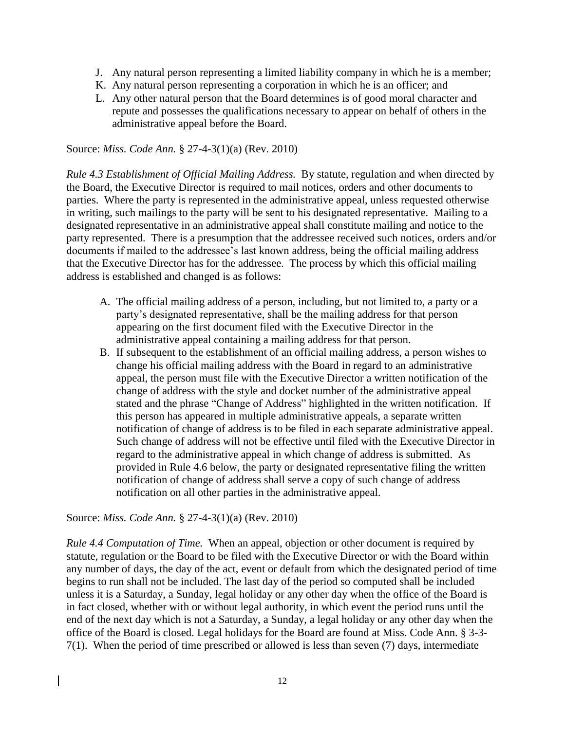J. Any natural person representing a limited liability company in which he is a member;
K. Any natural person representing a corporation in which he is an officer; and
L. Any other natural person that the Board determines is of good moral character and repute and possesses the qualifications necessary to appear on behalf of others in the administrative appeal before the Board.

Source: *Miss. Code Ann.* § 27-4-3(1)(a) (Rev. 2010)

*Rule 4.3 Establishment of Official Mailing Address.* By statute, regulation and when directed by the Board, the Executive Director is required to mail notices, orders and other documents to parties. Where the party is represented in the administrative appeal, unless requested otherwise in writing, such mailings to the party will be sent to his designated representative. Mailing to a designated representative in an administrative appeal shall constitute mailing and notice to the party represented. There is a presumption that the addressee received such notices, orders and/or documents if mailed to the addressee's last known address, being the official mailing address that the Executive Director has for the addressee. The process by which this official mailing address is established and changed is as follows:

A. The official mailing address of a person, including, but not limited to, a party or a party's designated representative, shall be the mailing address for that person appearing on the first document filed with the Executive Director in the administrative appeal containing a mailing address for that person.
B. If subsequent to the establishment of an official mailing address, a person wishes to change his official mailing address with the Board in regard to an administrative appeal, the person must file with the Executive Director a written notification of the change of address with the style and docket number of the administrative appeal stated and the phrase "Change of Address" highlighted in the written notification. If this person has appeared in multiple administrative appeals, a separate written notification of change of address is to be filed in each separate administrative appeal. Such change of address will not be effective until filed with the Executive Director in regard to the administrative appeal in which change of address is submitted. As provided in Rule 4.6 below, the party or designated representative filing the written notification of change of address shall serve a copy of such change of address notification on all other parties in the administrative appeal.

Source: *Miss. Code Ann.* § 27-4-3(1)(a) (Rev. 2010)

*Rule 4.4 Computation of Time.* When an appeal, objection or other document is required by statute, regulation or the Board to be filed with the Executive Director or with the Board within any number of days, the day of the act, event or default from which the designated period of time begins to run shall not be included. The last day of the period so computed shall be included unless it is a Saturday, a Sunday, legal holiday or any other day when the office of the Board is in fact closed, whether with or without legal authority, in which event the period runs until the end of the next day which is not a Saturday, a Sunday, a legal holiday or any other day when the office of the Board is closed. Legal holidays for the Board are found at Miss. Code Ann. § 3-3-7(1). When the period of time prescribed or allowed is less than seven (7) days, intermediate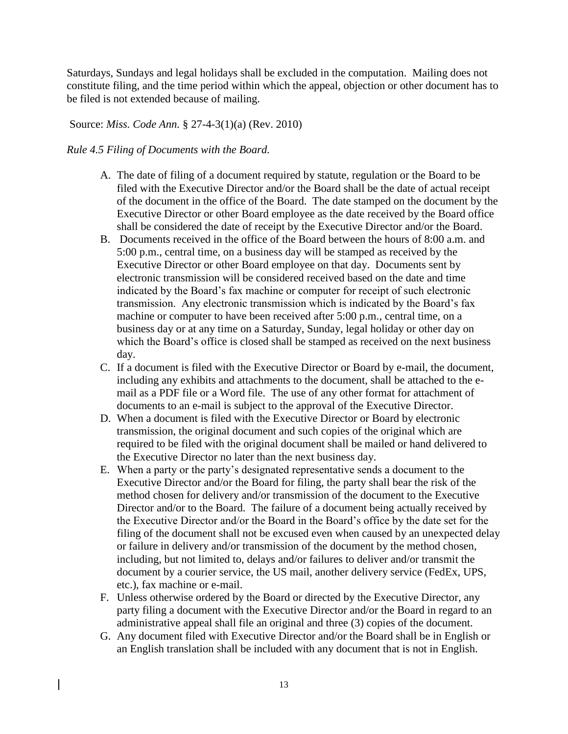Saturdays, Sundays and legal holidays shall be excluded in the computation. Mailing does not constitute filing, and the time period within which the appeal, objection or other document has to be filed is not extended because of mailing.

Source: *Miss. Code Ann.* § 27-4-3(1)(a) (Rev. 2010)

*Rule 4.5 Filing of Documents with the Board.*

A. The date of filing of a document required by statute, regulation or the Board to be filed with the Executive Director and/or the Board shall be the date of actual receipt of the document in the office of the Board. The date stamped on the document by the Executive Director or other Board employee as the date received by the Board office shall be considered the date of receipt by the Executive Director and/or the Board.

B. Documents received in the office of the Board between the hours of 8:00 a.m. and 5:00 p.m., central time, on a business day will be stamped as received by the Executive Director or other Board employee on that day. Documents sent by electronic transmission will be considered received based on the date and time indicated by the Board's fax machine or computer for receipt of such electronic transmission. Any electronic transmission which is indicated by the Board's fax machine or computer to have been received after 5:00 p.m., central time, on a business day or at any time on a Saturday, Sunday, legal holiday or other day on which the Board's office is closed shall be stamped as received on the next business day.

C. If a document is filed with the Executive Director or Board by e-mail, the document, including any exhibits and attachments to the document, shall be attached to the e-mail as a PDF file or a Word file. The use of any other format for attachment of documents to an e-mail is subject to the approval of the Executive Director.

D. When a document is filed with the Executive Director or Board by electronic transmission, the original document and such copies of the original which are required to be filed with the original document shall be mailed or hand delivered to the Executive Director no later than the next business day.

E. When a party or the party's designated representative sends a document to the Executive Director and/or the Board for filing, the party shall bear the risk of the method chosen for delivery and/or transmission of the document to the Executive Director and/or to the Board. The failure of a document being actually received by the Executive Director and/or the Board in the Board's office by the date set for the filing of the document shall not be excused even when caused by an unexpected delay or failure in delivery and/or transmission of the document by the method chosen, including, but not limited to, delays and/or failures to deliver and/or transmit the document by a courier service, the US mail, another delivery service (FedEx, UPS, etc.), fax machine or e-mail.

F. Unless otherwise ordered by the Board or directed by the Executive Director, any party filing a document with the Executive Director and/or the Board in regard to an administrative appeal shall file an original and three (3) copies of the document.

G. Any document filed with Executive Director and/or the Board shall be in English or an English translation shall be included with any document that is not in English.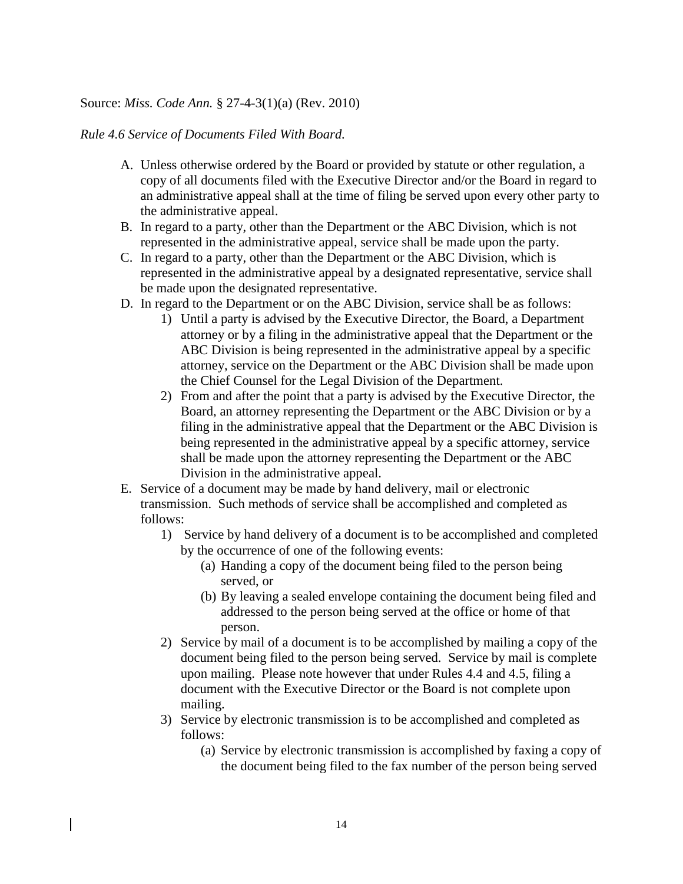Source: *Miss. Code Ann.* § 27-4-3(1)(a) (Rev. 2010)

*Rule 4.6 Service of Documents Filed With Board.*

A. Unless otherwise ordered by the Board or provided by statute or other regulation, a copy of all documents filed with the Executive Director and/or the Board in regard to an administrative appeal shall at the time of filing be served upon every other party to the administrative appeal.
B. In regard to a party, other than the Department or the ABC Division, which is not represented in the administrative appeal, service shall be made upon the party.
C. In regard to a party, other than the Department or the ABC Division, which is represented in the administrative appeal by a designated representative, service shall be made upon the designated representative.
D. In regard to the Department or on the ABC Division, service shall be as follows:
    1) Until a party is advised by the Executive Director, the Board, a Department attorney or by a filing in the administrative appeal that the Department or the ABC Division is being represented in the administrative appeal by a specific attorney, service on the Department or the ABC Division shall be made upon the Chief Counsel for the Legal Division of the Department.
    2) From and after the point that a party is advised by the Executive Director, the Board, an attorney representing the Department or the ABC Division or by a filing in the administrative appeal that the Department or the ABC Division is being represented in the administrative appeal by a specific attorney, service shall be made upon the attorney representing the Department or the ABC Division in the administrative appeal.
E. Service of a document may be made by hand delivery, mail or electronic transmission. Such methods of service shall be accomplished and completed as follows:
    1) Service by hand delivery of a document is to be accomplished and completed by the occurrence of one of the following events:
        (a) Handing a copy of the document being filed to the person being served, or
        (b) By leaving a sealed envelope containing the document being filed and addressed to the person being served at the office or home of that person.
    2) Service by mail of a document is to be accomplished by mailing a copy of the document being filed to the person being served. Service by mail is complete upon mailing. Please note however that under Rules 4.4 and 4.5, filing a document with the Executive Director or the Board is not complete upon mailing.
    3) Service by electronic transmission is to be accomplished and completed as follows:
        (a) Service by electronic transmission is accomplished by faxing a copy of the document being filed to the fax number of the person being served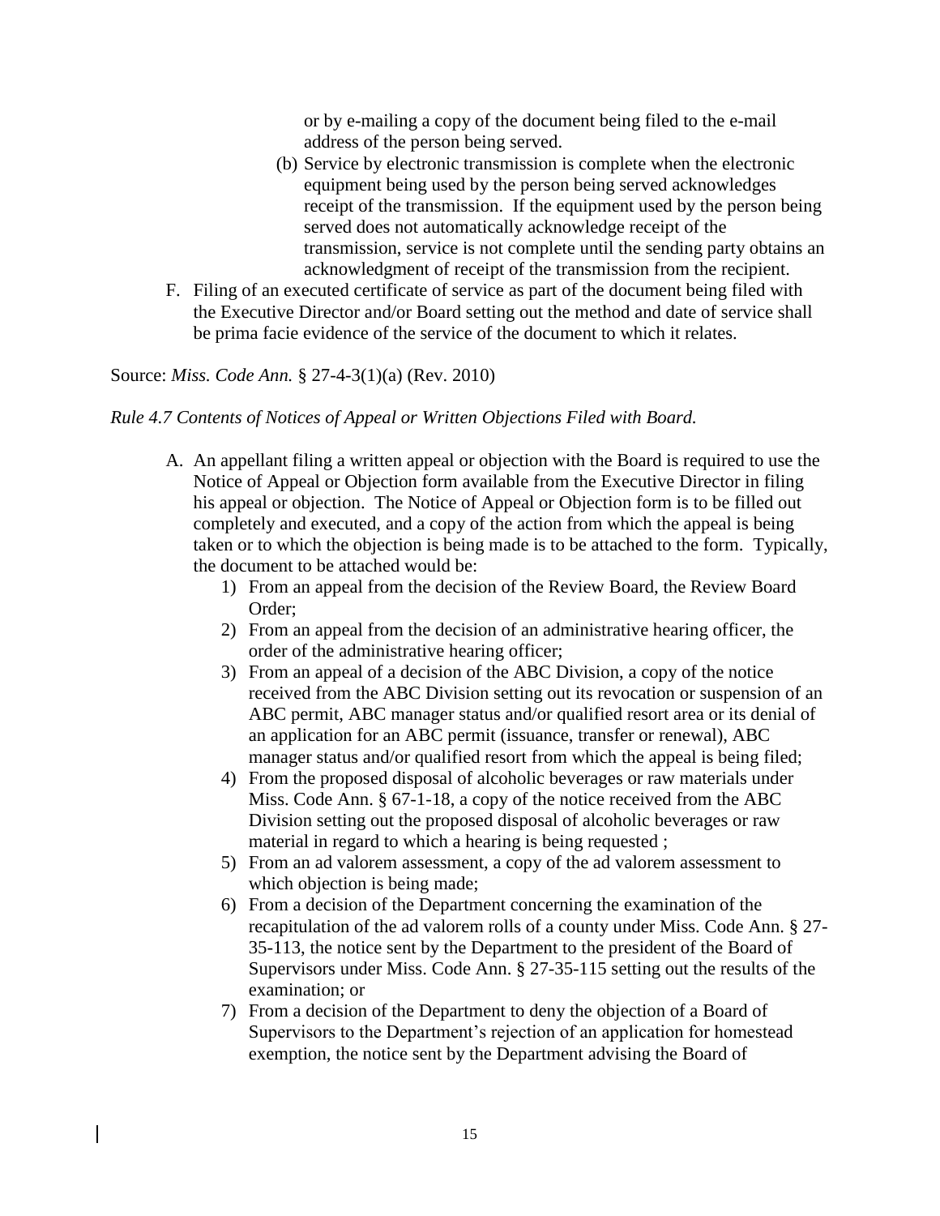or by e-mailing a copy of the document being filed to the e-mail address of the person being served.

(b) Service by electronic transmission is complete when the electronic equipment being used by the person being served acknowledges receipt of the transmission. If the equipment used by the person being served does not automatically acknowledge receipt of the transmission, service is not complete until the sending party obtains an acknowledgment of receipt of the transmission from the recipient.

F. Filing of an executed certificate of service as part of the document being filed with the Executive Director and/or Board setting out the method and date of service shall be prima facie evidence of the service of the document to which it relates.

Source: *Miss. Code Ann.* § 27-4-3(1)(a) (Rev. 2010)

*Rule 4.7 Contents of Notices of Appeal or Written Objections Filed with Board.*

A. An appellant filing a written appeal or objection with the Board is required to use the Notice of Appeal or Objection form available from the Executive Director in filing his appeal or objection. The Notice of Appeal or Objection form is to be filled out completely and executed, and a copy of the action from which the appeal is being taken or to which the objection is being made is to be attached to the form. Typically, the document to be attached would be:

1) From an appeal from the decision of the Review Board, the Review Board Order;
2) From an appeal from the decision of an administrative hearing officer, the order of the administrative hearing officer;
3) From an appeal of a decision of the ABC Division, a copy of the notice received from the ABC Division setting out its revocation or suspension of an ABC permit, ABC manager status and/or qualified resort area or its denial of an application for an ABC permit (issuance, transfer or renewal), ABC manager status and/or qualified resort from which the appeal is being filed;
4) From the proposed disposal of alcoholic beverages or raw materials under Miss. Code Ann. § 67-1-18, a copy of the notice received from the ABC Division setting out the proposed disposal of alcoholic beverages or raw material in regard to which a hearing is being requested ;
5) From an ad valorem assessment, a copy of the ad valorem assessment to which objection is being made;
6) From a decision of the Department concerning the examination of the recapitulation of the ad valorem rolls of a county under Miss. Code Ann. § 27-35-113, the notice sent by the Department to the president of the Board of Supervisors under Miss. Code Ann. § 27-35-115 setting out the results of the examination; or
7) From a decision of the Department to deny the objection of a Board of Supervisors to the Department's rejection of an application for homestead exemption, the notice sent by the Department advising the Board of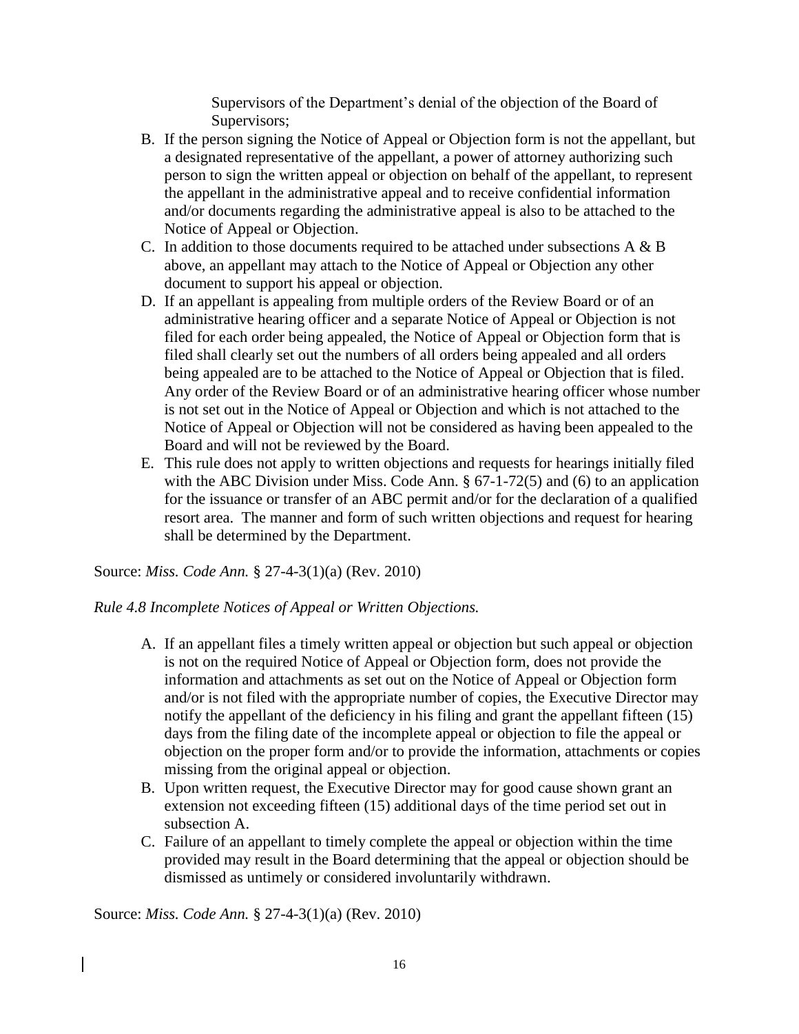Supervisors of the Department's denial of the objection of the Board of Supervisors;

B. If the person signing the Notice of Appeal or Objection form is not the appellant, but a designated representative of the appellant, a power of attorney authorizing such person to sign the written appeal or objection on behalf of the appellant, to represent the appellant in the administrative appeal and to receive confidential information and/or documents regarding the administrative appeal is also to be attached to the Notice of Appeal or Objection.
C. In addition to those documents required to be attached under subsections A & B above, an appellant may attach to the Notice of Appeal or Objection any other document to support his appeal or objection.
D. If an appellant is appealing from multiple orders of the Review Board or of an administrative hearing officer and a separate Notice of Appeal or Objection is not filed for each order being appealed, the Notice of Appeal or Objection form that is filed shall clearly set out the numbers of all orders being appealed and all orders being appealed are to be attached to the Notice of Appeal or Objection that is filed. Any order of the Review Board or of an administrative hearing officer whose number is not set out in the Notice of Appeal or Objection and which is not attached to the Notice of Appeal or Objection will not be considered as having been appealed to the Board and will not be reviewed by the Board.
E. This rule does not apply to written objections and requests for hearings initially filed with the ABC Division under Miss. Code Ann. § 67-1-72(5) and (6) to an application for the issuance or transfer of an ABC permit and/or for the declaration of a qualified resort area. The manner and form of such written objections and request for hearing shall be determined by the Department.

Source: *Miss. Code Ann.* § 27-4-3(1)(a) (Rev. 2010)

*Rule 4.8 Incomplete Notices of Appeal or Written Objections.*

A. If an appellant files a timely written appeal or objection but such appeal or objection is not on the required Notice of Appeal or Objection form, does not provide the information and attachments as set out on the Notice of Appeal or Objection form and/or is not filed with the appropriate number of copies, the Executive Director may notify the appellant of the deficiency in his filing and grant the appellant fifteen (15) days from the filing date of the incomplete appeal or objection to file the appeal or objection on the proper form and/or to provide the information, attachments or copies missing from the original appeal or objection.
B. Upon written request, the Executive Director may for good cause shown grant an extension not exceeding fifteen (15) additional days of the time period set out in subsection A.
C. Failure of an appellant to timely complete the appeal or objection within the time provided may result in the Board determining that the appeal or objection should be dismissed as untimely or considered involuntarily withdrawn.

Source: *Miss. Code Ann.* § 27-4-3(1)(a) (Rev. 2010)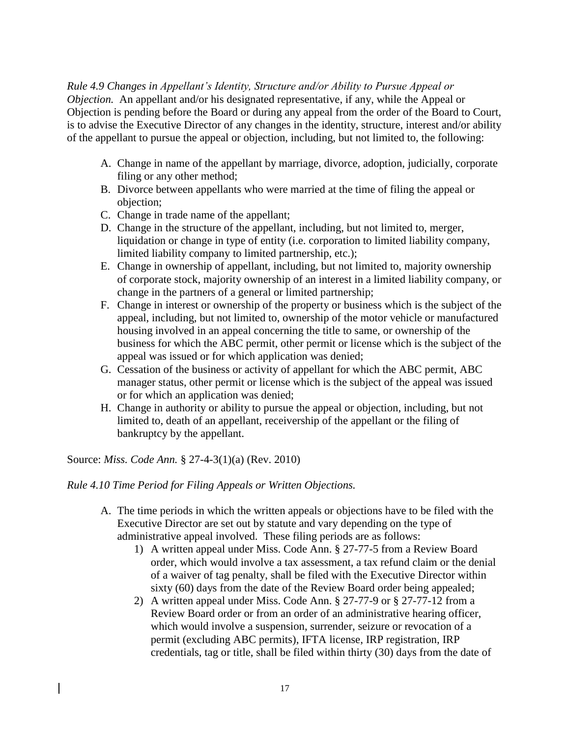*Rule 4.9 Changes in Appellant's Identity, Structure and/or Ability to Pursue Appeal or Objection.* An appellant and/or his designated representative, if any, while the Appeal or Objection is pending before the Board or during any appeal from the order of the Board to Court, is to advise the Executive Director of any changes in the identity, structure, interest and/or ability of the appellant to pursue the appeal or objection, including, but not limited to, the following:

A. Change in name of the appellant by marriage, divorce, adoption, judicially, corporate filing or any other method;
B. Divorce between appellants who were married at the time of filing the appeal or objection;
C. Change in trade name of the appellant;
D. Change in the structure of the appellant, including, but not limited to, merger, liquidation or change in type of entity (i.e. corporation to limited liability company, limited liability company to limited partnership, etc.);
E. Change in ownership of appellant, including, but not limited to, majority ownership of corporate stock, majority ownership of an interest in a limited liability company, or change in the partners of a general or limited partnership;
F. Change in interest or ownership of the property or business which is the subject of the appeal, including, but not limited to, ownership of the motor vehicle or manufactured housing involved in an appeal concerning the title to same, or ownership of the business for which the ABC permit, other permit or license which is the subject of the appeal was issued or for which application was denied;
G. Cessation of the business or activity of appellant for which the ABC permit, ABC manager status, other permit or license which is the subject of the appeal was issued or for which an application was denied;
H. Change in authority or ability to pursue the appeal or objection, including, but not limited to, death of an appellant, receivership of the appellant or the filing of bankruptcy by the appellant.

Source: *Miss. Code Ann.* § 27-4-3(1)(a) (Rev. 2010)

*Rule 4.10 Time Period for Filing Appeals or Written Objections.*

A. The time periods in which the written appeals or objections have to be filed with the Executive Director are set out by statute and vary depending on the type of administrative appeal involved. These filing periods are as follows:
    1) A written appeal under Miss. Code Ann. § 27-77-5 from a Review Board order, which would involve a tax assessment, a tax refund claim or the denial of a waiver of tag penalty, shall be filed with the Executive Director within sixty (60) days from the date of the Review Board order being appealed;
    2) A written appeal under Miss. Code Ann. § 27-77-9 or § 27-77-12 from a Review Board order or from an order of an administrative hearing officer, which would involve a suspension, surrender, seizure or revocation of a permit (excluding ABC permits), IFTA license, IRP registration, IRP credentials, tag or title, shall be filed within thirty (30) days from the date of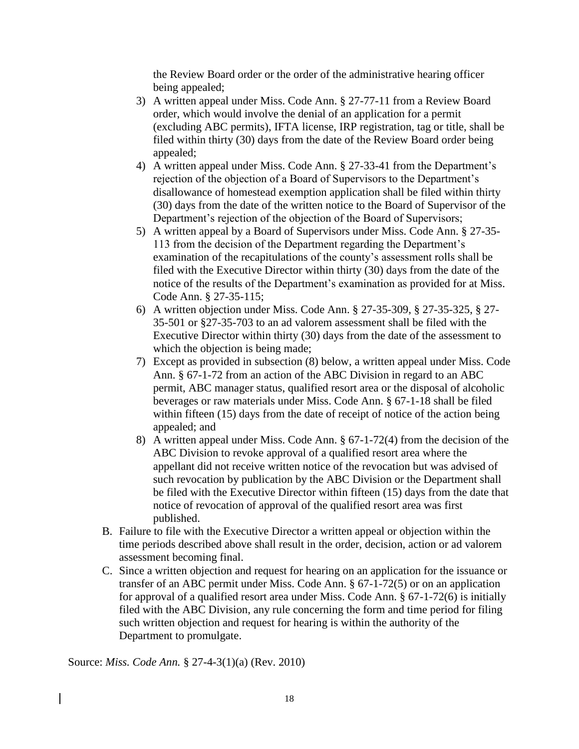the Review Board order or the order of the administrative hearing officer being appealed;

3) A written appeal under Miss. Code Ann. § 27-77-11 from a Review Board order, which would involve the denial of an application for a permit (excluding ABC permits), IFTA license, IRP registration, tag or title, shall be filed within thirty (30) days from the date of the Review Board order being appealed;
4) A written appeal under Miss. Code Ann. § 27-33-41 from the Department's rejection of the objection of a Board of Supervisors to the Department's disallowance of homestead exemption application shall be filed within thirty (30) days from the date of the written notice to the Board of Supervisor of the Department's rejection of the objection of the Board of Supervisors;
5) A written appeal by a Board of Supervisors under Miss. Code Ann. § 27-35-113 from the decision of the Department regarding the Department's examination of the recapitulations of the county's assessment rolls shall be filed with the Executive Director within thirty (30) days from the date of the notice of the results of the Department's examination as provided for at Miss. Code Ann. § 27-35-115;
6) A written objection under Miss. Code Ann. § 27-35-309, § 27-35-325, § 27-35-501 or §27-35-703 to an ad valorem assessment shall be filed with the Executive Director within thirty (30) days from the date of the assessment to which the objection is being made;
7) Except as provided in subsection (8) below, a written appeal under Miss. Code Ann. § 67-1-72 from an action of the ABC Division in regard to an ABC permit, ABC manager status, qualified resort area or the disposal of alcoholic beverages or raw materials under Miss. Code Ann. § 67-1-18 shall be filed within fifteen (15) days from the date of receipt of notice of the action being appealed; and
8) A written appeal under Miss. Code Ann. § 67-1-72(4) from the decision of the ABC Division to revoke approval of a qualified resort area where the appellant did not receive written notice of the revocation but was advised of such revocation by publication by the ABC Division or the Department shall be filed with the Executive Director within fifteen (15) days from the date that notice of revocation of approval of the qualified resort area was first published.

B. Failure to file with the Executive Director a written appeal or objection within the time periods described above shall result in the order, decision, action or ad valorem assessment becoming final.

C. Since a written objection and request for hearing on an application for the issuance or transfer of an ABC permit under Miss. Code Ann. § 67-1-72(5) or on an application for approval of a qualified resort area under Miss. Code Ann. § 67-1-72(6) is initially filed with the ABC Division, any rule concerning the form and time period for filing such written objection and request for hearing is within the authority of the Department to promulgate.

Source: *Miss. Code Ann.* § 27-4-3(1)(a) (Rev. 2010)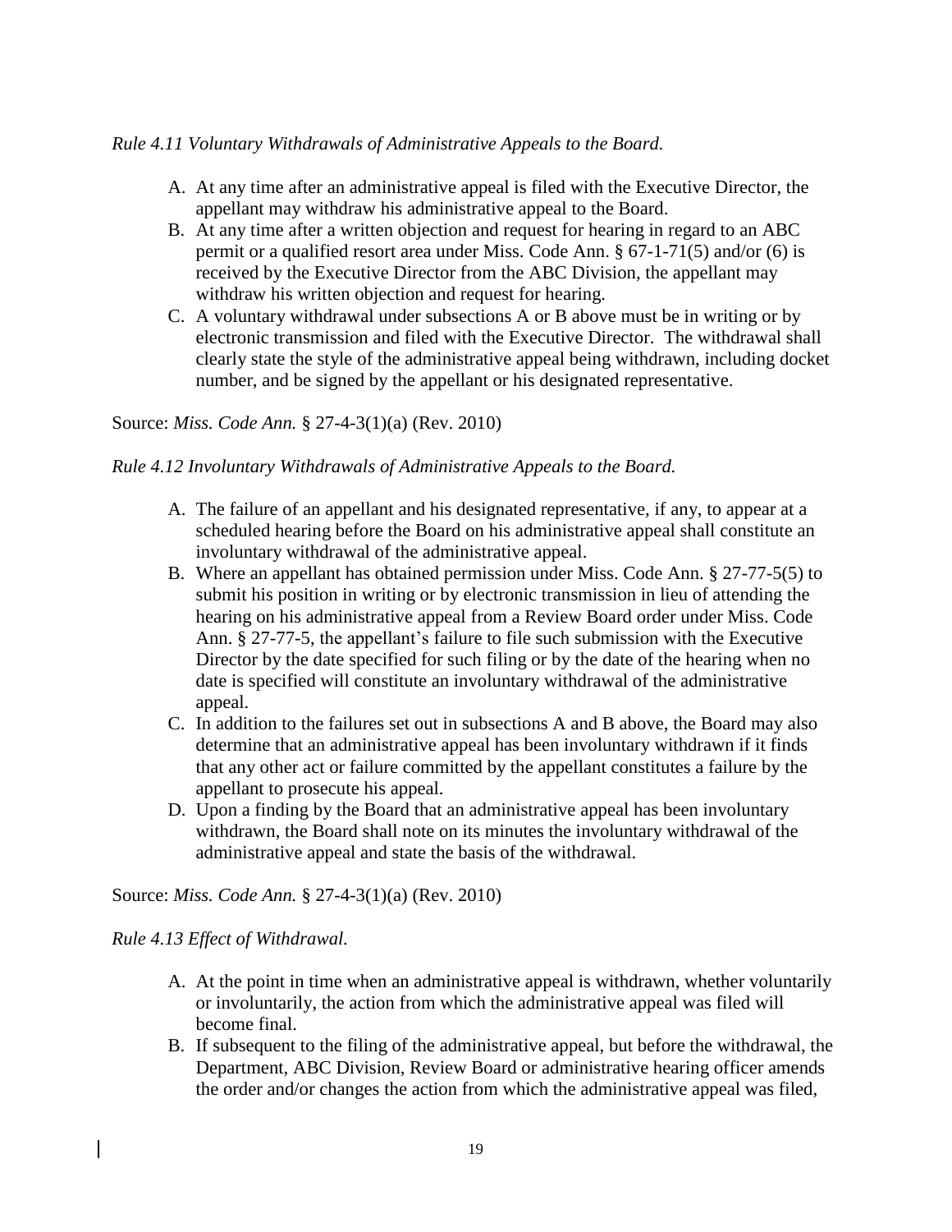*Rule 4.11 Voluntary Withdrawals of Administrative Appeals to the Board.*

A. At any time after an administrative appeal is filed with the Executive Director, the appellant may withdraw his administrative appeal to the Board.
B. At any time after a written objection and request for hearing in regard to an ABC permit or a qualified resort area under Miss. Code Ann. § 67-1-71(5) and/or (6) is received by the Executive Director from the ABC Division, the appellant may withdraw his written objection and request for hearing.
C. A voluntary withdrawal under subsections A or B above must be in writing or by electronic transmission and filed with the Executive Director. The withdrawal shall clearly state the style of the administrative appeal being withdrawn, including docket number, and be signed by the appellant or his designated representative.

Source: *Miss. Code Ann.* § 27-4-3(1)(a) (Rev. 2010)

*Rule 4.12 Involuntary Withdrawals of Administrative Appeals to the Board.*

A. The failure of an appellant and his designated representative, if any, to appear at a scheduled hearing before the Board on his administrative appeal shall constitute an involuntary withdrawal of the administrative appeal.
B. Where an appellant has obtained permission under Miss. Code Ann. § 27-77-5(5) to submit his position in writing or by electronic transmission in lieu of attending the hearing on his administrative appeal from a Review Board order under Miss. Code Ann. § 27-77-5, the appellant's failure to file such submission with the Executive Director by the date specified for such filing or by the date of the hearing when no date is specified will constitute an involuntary withdrawal of the administrative appeal.
C. In addition to the failures set out in subsections A and B above, the Board may also determine that an administrative appeal has been involuntary withdrawn if it finds that any other act or failure committed by the appellant constitutes a failure by the appellant to prosecute his appeal.
D. Upon a finding by the Board that an administrative appeal has been involuntary withdrawn, the Board shall note on its minutes the involuntary withdrawal of the administrative appeal and state the basis of the withdrawal.

Source: *Miss. Code Ann.* § 27-4-3(1)(a) (Rev. 2010)

*Rule 4.13 Effect of Withdrawal.*

A. At the point in time when an administrative appeal is withdrawn, whether voluntarily or involuntarily, the action from which the administrative appeal was filed will become final.
B. If subsequent to the filing of the administrative appeal, but before the withdrawal, the Department, ABC Division, Review Board or administrative hearing officer amends the order and/or changes the action from which the administrative appeal was filed,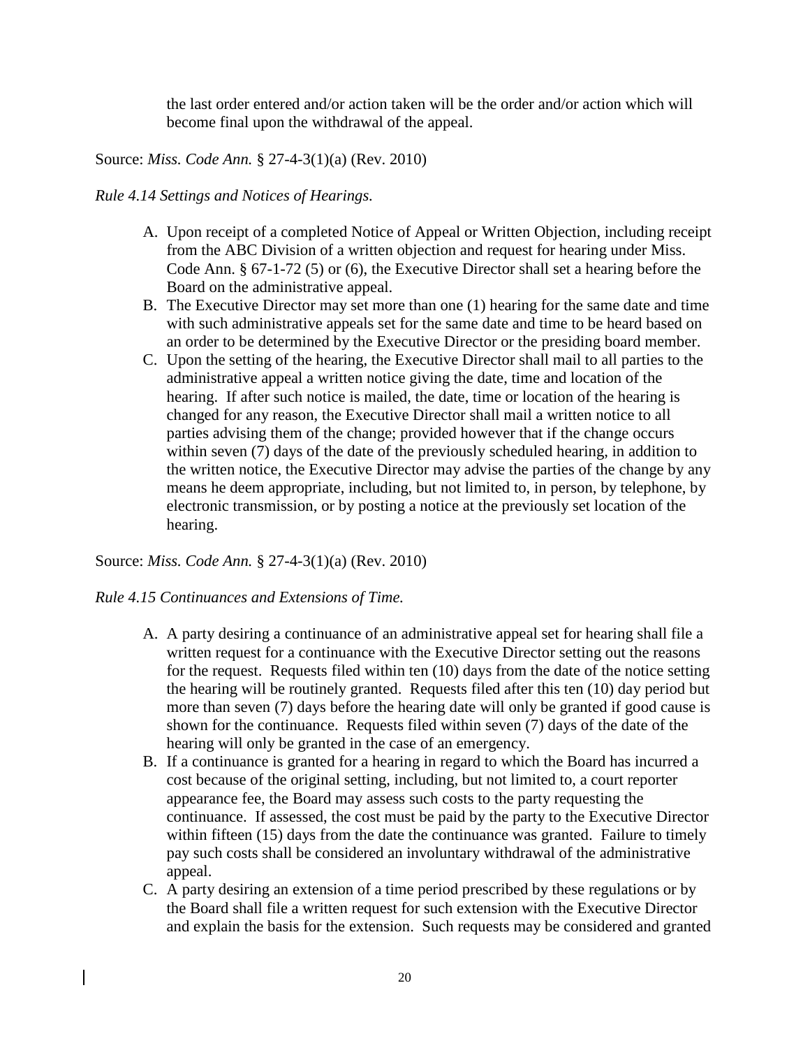the last order entered and/or action taken will be the order and/or action which will become final upon the withdrawal of the appeal.

Source: *Miss. Code Ann.* § 27-4-3(1)(a) (Rev. 2010)

*Rule 4.14 Settings and Notices of Hearings.*

A. Upon receipt of a completed Notice of Appeal or Written Objection, including receipt from the ABC Division of a written objection and request for hearing under Miss. Code Ann. § 67-1-72 (5) or (6), the Executive Director shall set a hearing before the Board on the administrative appeal.
B. The Executive Director may set more than one (1) hearing for the same date and time with such administrative appeals set for the same date and time to be heard based on an order to be determined by the Executive Director or the presiding board member.
C. Upon the setting of the hearing, the Executive Director shall mail to all parties to the administrative appeal a written notice giving the date, time and location of the hearing. If after such notice is mailed, the date, time or location of the hearing is changed for any reason, the Executive Director shall mail a written notice to all parties advising them of the change; provided however that if the change occurs within seven (7) days of the date of the previously scheduled hearing, in addition to the written notice, the Executive Director may advise the parties of the change by any means he deem appropriate, including, but not limited to, in person, by telephone, by electronic transmission, or by posting a notice at the previously set location of the hearing.

Source: *Miss. Code Ann.* § 27-4-3(1)(a) (Rev. 2010)

*Rule 4.15 Continuances and Extensions of Time.*

A. A party desiring a continuance of an administrative appeal set for hearing shall file a written request for a continuance with the Executive Director setting out the reasons for the request. Requests filed within ten (10) days from the date of the notice setting the hearing will be routinely granted. Requests filed after this ten (10) day period but more than seven (7) days before the hearing date will only be granted if good cause is shown for the continuance. Requests filed within seven (7) days of the date of the hearing will only be granted in the case of an emergency.
B. If a continuance is granted for a hearing in regard to which the Board has incurred a cost because of the original setting, including, but not limited to, a court reporter appearance fee, the Board may assess such costs to the party requesting the continuance. If assessed, the cost must be paid by the party to the Executive Director within fifteen (15) days from the date the continuance was granted. Failure to timely pay such costs shall be considered an involuntary withdrawal of the administrative appeal.
C. A party desiring an extension of a time period prescribed by these regulations or by the Board shall file a written request for such extension with the Executive Director and explain the basis for the extension. Such requests may be considered and granted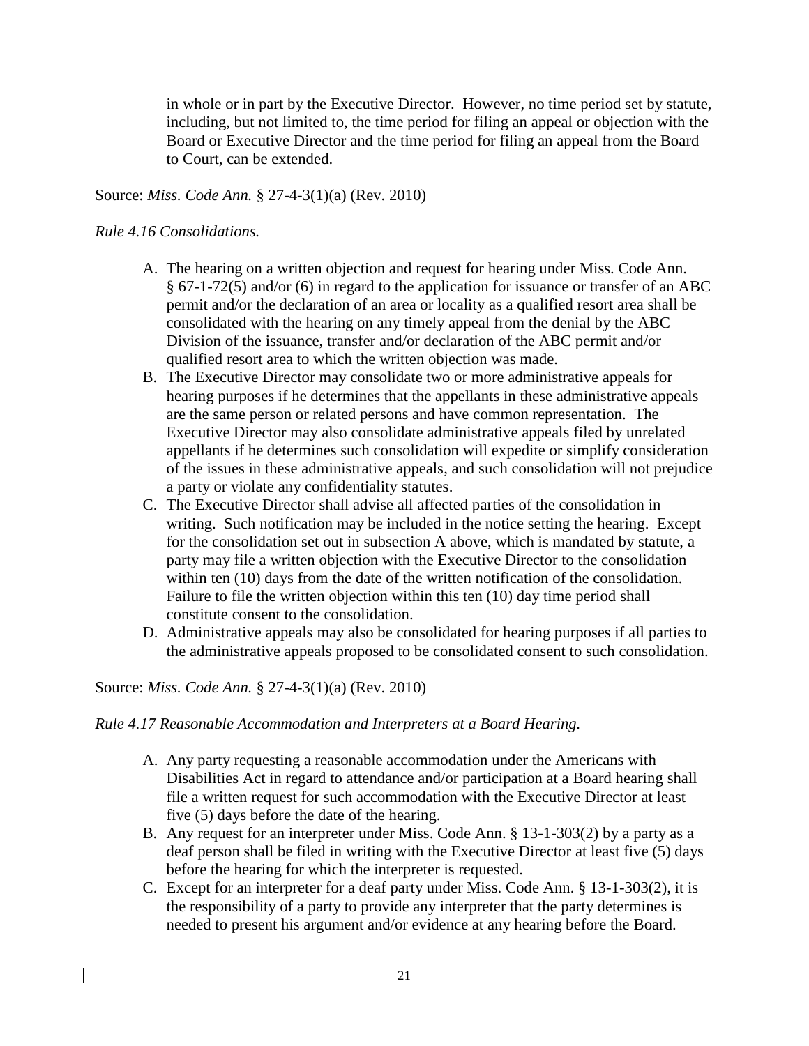in whole or in part by the Executive Director. However, no time period set by statute, including, but not limited to, the time period for filing an appeal or objection with the Board or Executive Director and the time period for filing an appeal from the Board to Court, can be extended.

Source: *Miss. Code Ann.* § 27-4-3(1)(a) (Rev. 2010)

*Rule 4.16 Consolidations.*

A. The hearing on a written objection and request for hearing under Miss. Code Ann. § 67-1-72(5) and/or (6) in regard to the application for issuance or transfer of an ABC permit and/or the declaration of an area or locality as a qualified resort area shall be consolidated with the hearing on any timely appeal from the denial by the ABC Division of the issuance, transfer and/or declaration of the ABC permit and/or qualified resort area to which the written objection was made.
B. The Executive Director may consolidate two or more administrative appeals for hearing purposes if he determines that the appellants in these administrative appeals are the same person or related persons and have common representation. The Executive Director may also consolidate administrative appeals filed by unrelated appellants if he determines such consolidation will expedite or simplify consideration of the issues in these administrative appeals, and such consolidation will not prejudice a party or violate any confidentiality statutes.
C. The Executive Director shall advise all affected parties of the consolidation in writing. Such notification may be included in the notice setting the hearing. Except for the consolidation set out in subsection A above, which is mandated by statute, a party may file a written objection with the Executive Director to the consolidation within ten (10) days from the date of the written notification of the consolidation. Failure to file the written objection within this ten (10) day time period shall constitute consent to the consolidation.
D. Administrative appeals may also be consolidated for hearing purposes if all parties to the administrative appeals proposed to be consolidated consent to such consolidation.

Source: *Miss. Code Ann.* § 27-4-3(1)(a) (Rev. 2010)

*Rule 4.17 Reasonable Accommodation and Interpreters at a Board Hearing.*

A. Any party requesting a reasonable accommodation under the Americans with Disabilities Act in regard to attendance and/or participation at a Board hearing shall file a written request for such accommodation with the Executive Director at least five (5) days before the date of the hearing.
B. Any request for an interpreter under Miss. Code Ann. § 13-1-303(2) by a party as a deaf person shall be filed in writing with the Executive Director at least five (5) days before the hearing for which the interpreter is requested.
C. Except for an interpreter for a deaf party under Miss. Code Ann. § 13-1-303(2), it is the responsibility of a party to provide any interpreter that the party determines is needed to present his argument and/or evidence at any hearing before the Board.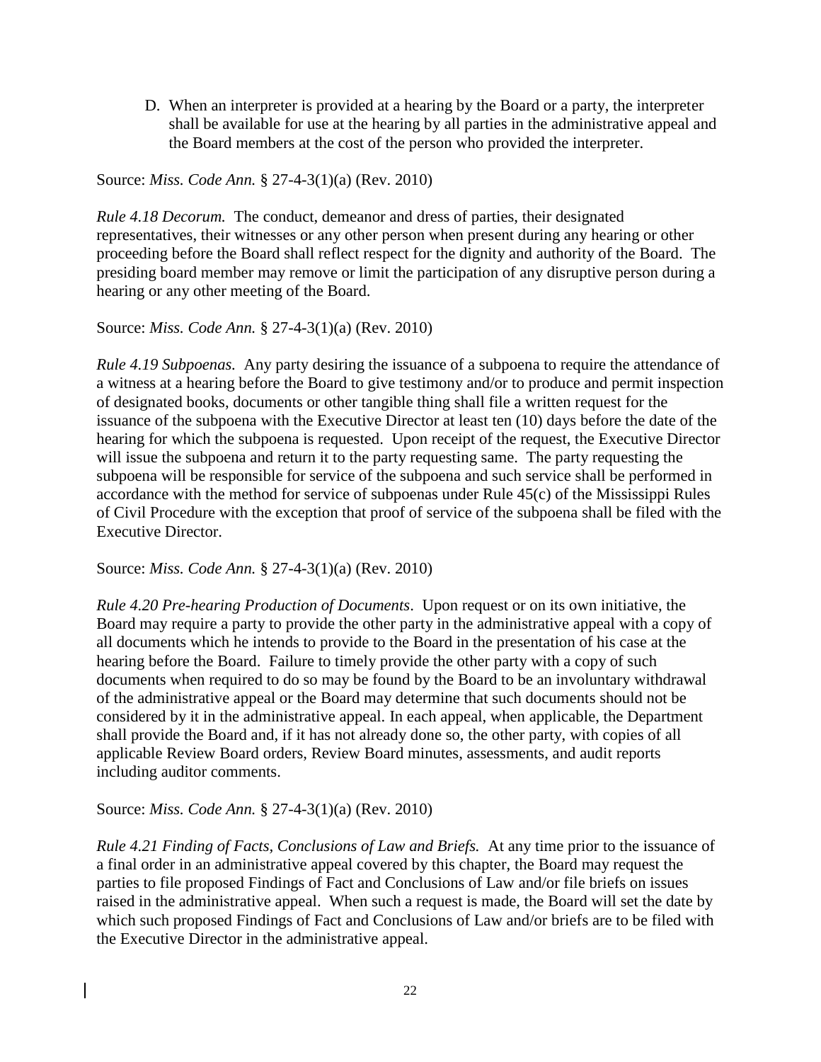D. When an interpreter is provided at a hearing by the Board or a party, the interpreter shall be available for use at the hearing by all parties in the administrative appeal and the Board members at the cost of the person who provided the interpreter.

Source: *Miss. Code Ann.* § 27-4-3(1)(a) (Rev. 2010)

*Rule 4.18 Decorum.* The conduct, demeanor and dress of parties, their designated representatives, their witnesses or any other person when present during any hearing or other proceeding before the Board shall reflect respect for the dignity and authority of the Board. The presiding board member may remove or limit the participation of any disruptive person during a hearing or any other meeting of the Board.

Source: *Miss. Code Ann.* § 27-4-3(1)(a) (Rev. 2010)

*Rule 4.19 Subpoenas.* Any party desiring the issuance of a subpoena to require the attendance of a witness at a hearing before the Board to give testimony and/or to produce and permit inspection of designated books, documents or other tangible thing shall file a written request for the issuance of the subpoena with the Executive Director at least ten (10) days before the date of the hearing for which the subpoena is requested. Upon receipt of the request, the Executive Director will issue the subpoena and return it to the party requesting same. The party requesting the subpoena will be responsible for service of the subpoena and such service shall be performed in accordance with the method for service of subpoenas under Rule 45(c) of the Mississippi Rules of Civil Procedure with the exception that proof of service of the subpoena shall be filed with the Executive Director.

Source: *Miss. Code Ann.* § 27-4-3(1)(a) (Rev. 2010)

*Rule 4.20 Pre-hearing Production of Documents*. Upon request or on its own initiative, the Board may require a party to provide the other party in the administrative appeal with a copy of all documents which he intends to provide to the Board in the presentation of his case at the hearing before the Board. Failure to timely provide the other party with a copy of such documents when required to do so may be found by the Board to be an involuntary withdrawal of the administrative appeal or the Board may determine that such documents should not be considered by it in the administrative appeal. In each appeal, when applicable, the Department shall provide the Board and, if it has not already done so, the other party, with copies of all applicable Review Board orders, Review Board minutes, assessments, and audit reports including auditor comments.

Source: *Miss. Code Ann.* § 27-4-3(1)(a) (Rev. 2010)

*Rule 4.21 Finding of Facts, Conclusions of Law and Briefs.* At any time prior to the issuance of a final order in an administrative appeal covered by this chapter, the Board may request the parties to file proposed Findings of Fact and Conclusions of Law and/or file briefs on issues raised in the administrative appeal. When such a request is made, the Board will set the date by which such proposed Findings of Fact and Conclusions of Law and/or briefs are to be filed with the Executive Director in the administrative appeal.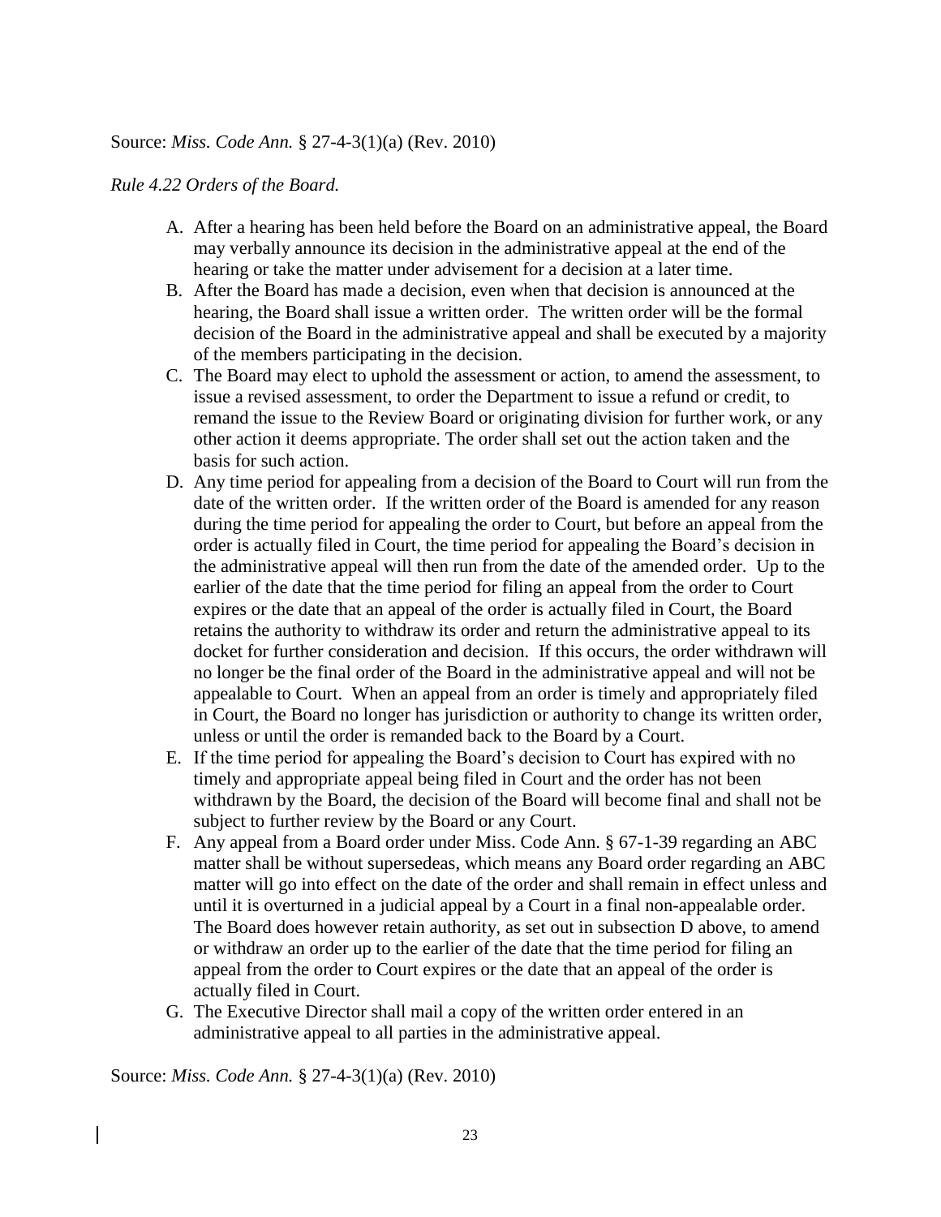Source: *Miss. Code Ann.* § 27-4-3(1)(a) (Rev. 2010)

*Rule 4.22 Orders of the Board.*

A. After a hearing has been held before the Board on an administrative appeal, the Board may verbally announce its decision in the administrative appeal at the end of the hearing or take the matter under advisement for a decision at a later time.
B. After the Board has made a decision, even when that decision is announced at the hearing, the Board shall issue a written order. The written order will be the formal decision of the Board in the administrative appeal and shall be executed by a majority of the members participating in the decision.
C. The Board may elect to uphold the assessment or action, to amend the assessment, to issue a revised assessment, to order the Department to issue a refund or credit, to remand the issue to the Review Board or originating division for further work, or any other action it deems appropriate. The order shall set out the action taken and the basis for such action.
D. Any time period for appealing from a decision of the Board to Court will run from the date of the written order. If the written order of the Board is amended for any reason during the time period for appealing the order to Court, but before an appeal from the order is actually filed in Court, the time period for appealing the Board's decision in the administrative appeal will then run from the date of the amended order. Up to the earlier of the date that the time period for filing an appeal from the order to Court expires or the date that an appeal of the order is actually filed in Court, the Board retains the authority to withdraw its order and return the administrative appeal to its docket for further consideration and decision. If this occurs, the order withdrawn will no longer be the final order of the Board in the administrative appeal and will not be appealable to Court. When an appeal from an order is timely and appropriately filed in Court, the Board no longer has jurisdiction or authority to change its written order, unless or until the order is remanded back to the Board by a Court.
E. If the time period for appealing the Board's decision to Court has expired with no timely and appropriate appeal being filed in Court and the order has not been withdrawn by the Board, the decision of the Board will become final and shall not be subject to further review by the Board or any Court.
F. Any appeal from a Board order under Miss. Code Ann. § 67-1-39 regarding an ABC matter shall be without supersedeas, which means any Board order regarding an ABC matter will go into effect on the date of the order and shall remain in effect unless and until it is overturned in a judicial appeal by a Court in a final non-appealable order. The Board does however retain authority, as set out in subsection D above, to amend or withdraw an order up to the earlier of the date that the time period for filing an appeal from the order to Court expires or the date that an appeal of the order is actually filed in Court.
G. The Executive Director shall mail a copy of the written order entered in an administrative appeal to all parties in the administrative appeal.

Source: *Miss. Code Ann.* § 27-4-3(1)(a) (Rev. 2010)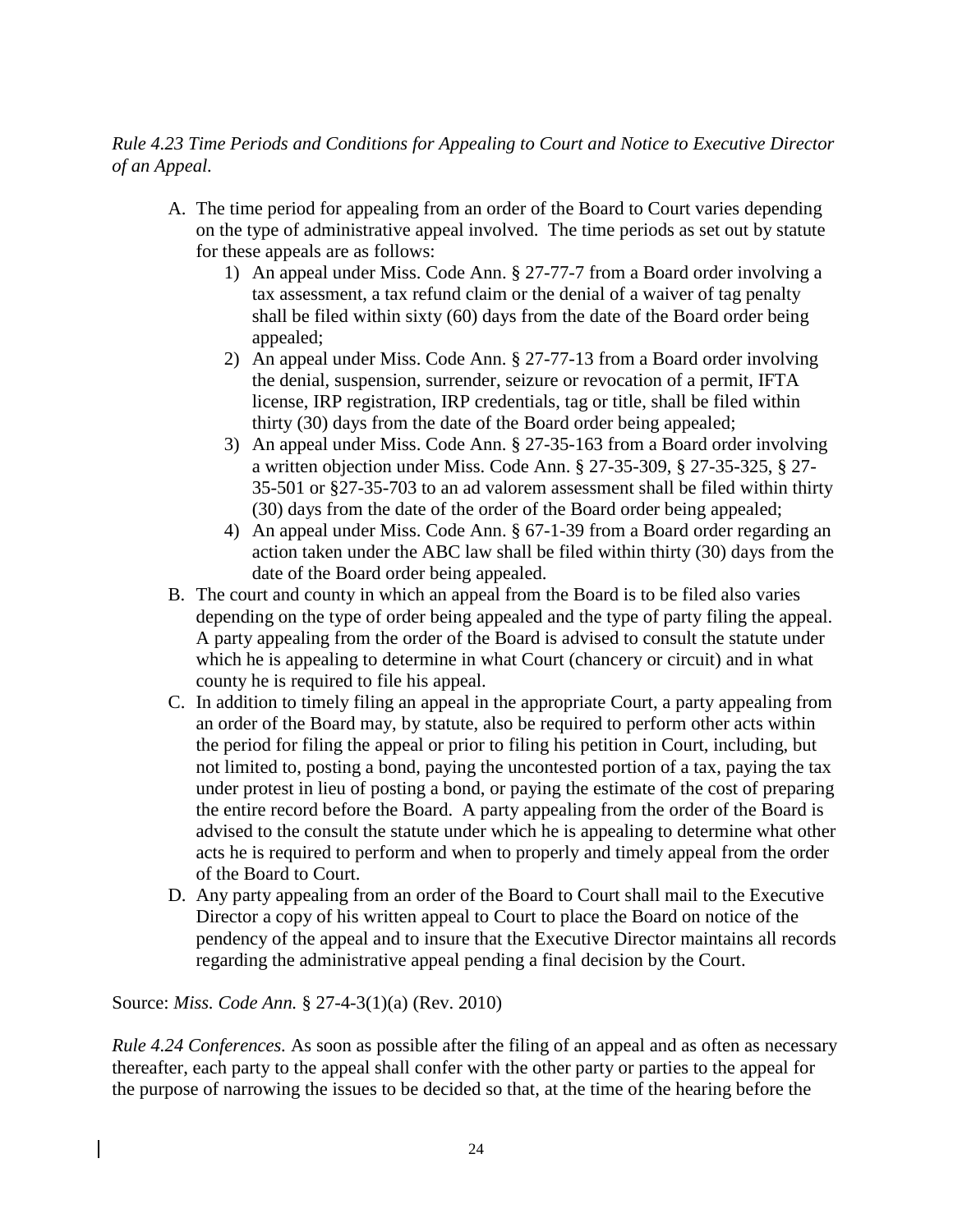*Rule 4.23 Time Periods and Conditions for Appealing to Court and Notice to Executive Director of an Appeal.*

A. The time period for appealing from an order of the Board to Court varies depending on the type of administrative appeal involved. The time periods as set out by statute for these appeals are as follows:
   1) An appeal under Miss. Code Ann. § 27-77-7 from a Board order involving a tax assessment, a tax refund claim or the denial of a waiver of tag penalty shall be filed within sixty (60) days from the date of the Board order being appealed;
   2) An appeal under Miss. Code Ann. § 27-77-13 from a Board order involving the denial, suspension, surrender, seizure or revocation of a permit, IFTA license, IRP registration, IRP credentials, tag or title, shall be filed within thirty (30) days from the date of the Board order being appealed;
   3) An appeal under Miss. Code Ann. § 27-35-163 from a Board order involving a written objection under Miss. Code Ann. § 27-35-309, § 27-35-325, § 27-35-501 or §27-35-703 to an ad valorem assessment shall be filed within thirty (30) days from the date of the order of the Board order being appealed;
   4) An appeal under Miss. Code Ann. § 67-1-39 from a Board order regarding an action taken under the ABC law shall be filed within thirty (30) days from the date of the Board order being appealed.
B. The court and county in which an appeal from the Board is to be filed also varies depending on the type of order being appealed and the type of party filing the appeal. A party appealing from the order of the Board is advised to consult the statute under which he is appealing to determine in what Court (chancery or circuit) and in what county he is required to file his appeal.
C. In addition to timely filing an appeal in the appropriate Court, a party appealing from an order of the Board may, by statute, also be required to perform other acts within the period for filing the appeal or prior to filing his petition in Court, including, but not limited to, posting a bond, paying the uncontested portion of a tax, paying the tax under protest in lieu of posting a bond, or paying the estimate of the cost of preparing the entire record before the Board. A party appealing from the order of the Board is advised to the consult the statute under which he is appealing to determine what other acts he is required to perform and when to properly and timely appeal from the order of the Board to Court.
D. Any party appealing from an order of the Board to Court shall mail to the Executive Director a copy of his written appeal to Court to place the Board on notice of the pendency of the appeal and to insure that the Executive Director maintains all records regarding the administrative appeal pending a final decision by the Court.

Source: *Miss. Code Ann.* § 27-4-3(1)(a) (Rev. 2010)

*Rule 4.24 Conferences.* As soon as possible after the filing of an appeal and as often as necessary thereafter, each party to the appeal shall confer with the other party or parties to the appeal for the purpose of narrowing the issues to be decided so that, at the time of the hearing before the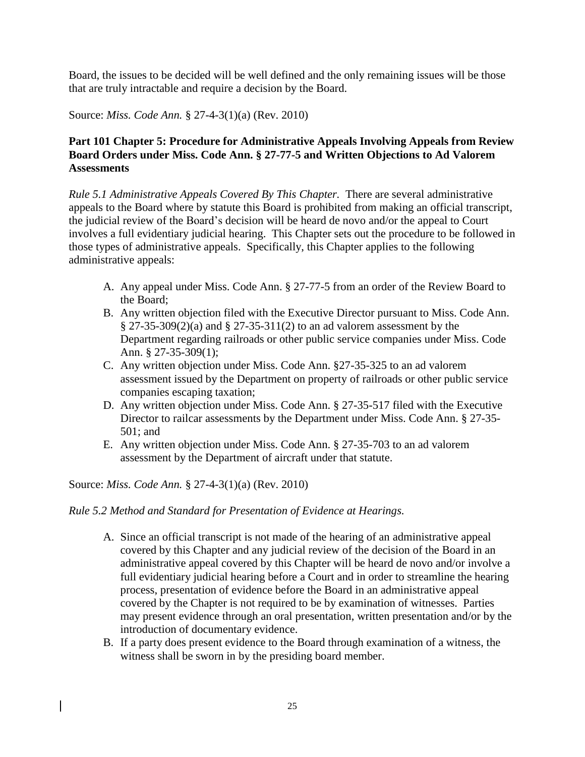Board, the issues to be decided will be well defined and the only remaining issues will be those that are truly intractable and require a decision by the Board.

Source: *Miss. Code Ann.* § 27-4-3(1)(a) (Rev. 2010)

**Part 101 Chapter 5: Procedure for Administrative Appeals Involving Appeals from Review Board Orders under Miss. Code Ann. § 27-77-5 and Written Objections to Ad Valorem Assessments**

*Rule 5.1 Administrative Appeals Covered By This Chapter.* There are several administrative appeals to the Board where by statute this Board is prohibited from making an official transcript, the judicial review of the Board's decision will be heard de novo and/or the appeal to Court involves a full evidentiary judicial hearing. This Chapter sets out the procedure to be followed in those types of administrative appeals. Specifically, this Chapter applies to the following administrative appeals:

A. Any appeal under Miss. Code Ann. § 27-77-5 from an order of the Review Board to the Board;
B. Any written objection filed with the Executive Director pursuant to Miss. Code Ann. § 27-35-309(2)(a) and § 27-35-311(2) to an ad valorem assessment by the Department regarding railroads or other public service companies under Miss. Code Ann. § 27-35-309(1);
C. Any written objection under Miss. Code Ann. §27-35-325 to an ad valorem assessment issued by the Department on property of railroads or other public service companies escaping taxation;
D. Any written objection under Miss. Code Ann. § 27-35-517 filed with the Executive Director to railcar assessments by the Department under Miss. Code Ann. § 27-35-501; and
E. Any written objection under Miss. Code Ann. § 27-35-703 to an ad valorem assessment by the Department of aircraft under that statute.

Source: *Miss. Code Ann.* § 27-4-3(1)(a) (Rev. 2010)

*Rule 5.2 Method and Standard for Presentation of Evidence at Hearings.*

A. Since an official transcript is not made of the hearing of an administrative appeal covered by this Chapter and any judicial review of the decision of the Board in an administrative appeal covered by this Chapter will be heard de novo and/or involve a full evidentiary judicial hearing before a Court and in order to streamline the hearing process, presentation of evidence before the Board in an administrative appeal covered by the Chapter is not required to be by examination of witnesses. Parties may present evidence through an oral presentation, written presentation and/or by the introduction of documentary evidence.
B. If a party does present evidence to the Board through examination of a witness, the witness shall be sworn in by the presiding board member.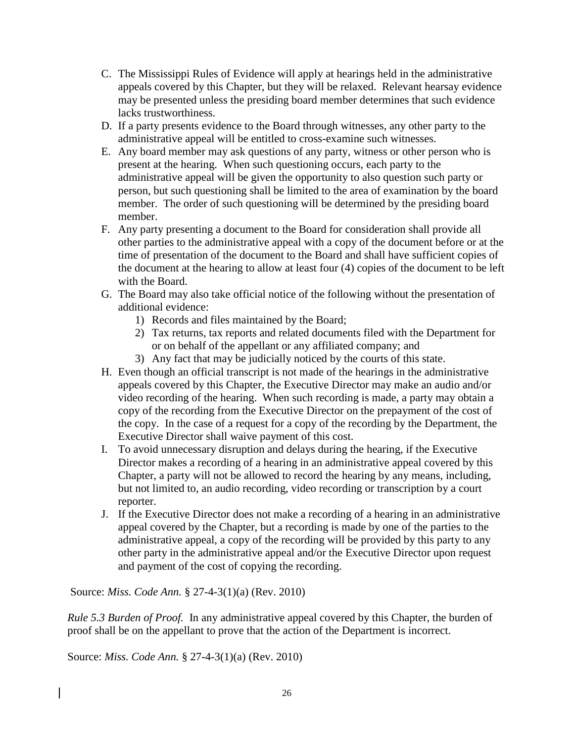C. The Mississippi Rules of Evidence will apply at hearings held in the administrative appeals covered by this Chapter, but they will be relaxed. Relevant hearsay evidence may be presented unless the presiding board member determines that such evidence lacks trustworthiness.
D. If a party presents evidence to the Board through witnesses, any other party to the administrative appeal will be entitled to cross-examine such witnesses.
E. Any board member may ask questions of any party, witness or other person who is present at the hearing. When such questioning occurs, each party to the administrative appeal will be given the opportunity to also question such party or person, but such questioning shall be limited to the area of examination by the board member. The order of such questioning will be determined by the presiding board member.
F. Any party presenting a document to the Board for consideration shall provide all other parties to the administrative appeal with a copy of the document before or at the time of presentation of the document to the Board and shall have sufficient copies of the document at the hearing to allow at least four (4) copies of the document to be left with the Board.
G. The Board may also take official notice of the following without the presentation of additional evidence:
    1) Records and files maintained by the Board;
    2) Tax returns, tax reports and related documents filed with the Department for or on behalf of the appellant or any affiliated company; and
    3) Any fact that may be judicially noticed by the courts of this state.
H. Even though an official transcript is not made of the hearings in the administrative appeals covered by this Chapter, the Executive Director may make an audio and/or video recording of the hearing. When such recording is made, a party may obtain a copy of the recording from the Executive Director on the prepayment of the cost of the copy. In the case of a request for a copy of the recording by the Department, the Executive Director shall waive payment of this cost.
I. To avoid unnecessary disruption and delays during the hearing, if the Executive Director makes a recording of a hearing in an administrative appeal covered by this Chapter, a party will not be allowed to record the hearing by any means, including, but not limited to, an audio recording, video recording or transcription by a court reporter.
J. If the Executive Director does not make a recording of a hearing in an administrative appeal covered by the Chapter, but a recording is made by one of the parties to the administrative appeal, a copy of the recording will be provided by this party to any other party in the administrative appeal and/or the Executive Director upon request and payment of the cost of copying the recording.

Source: *Miss. Code Ann.* § 27-4-3(1)(a) (Rev. 2010)

*Rule 5.3 Burden of Proof.* In any administrative appeal covered by this Chapter, the burden of proof shall be on the appellant to prove that the action of the Department is incorrect.

Source: *Miss. Code Ann.* § 27-4-3(1)(a) (Rev. 2010)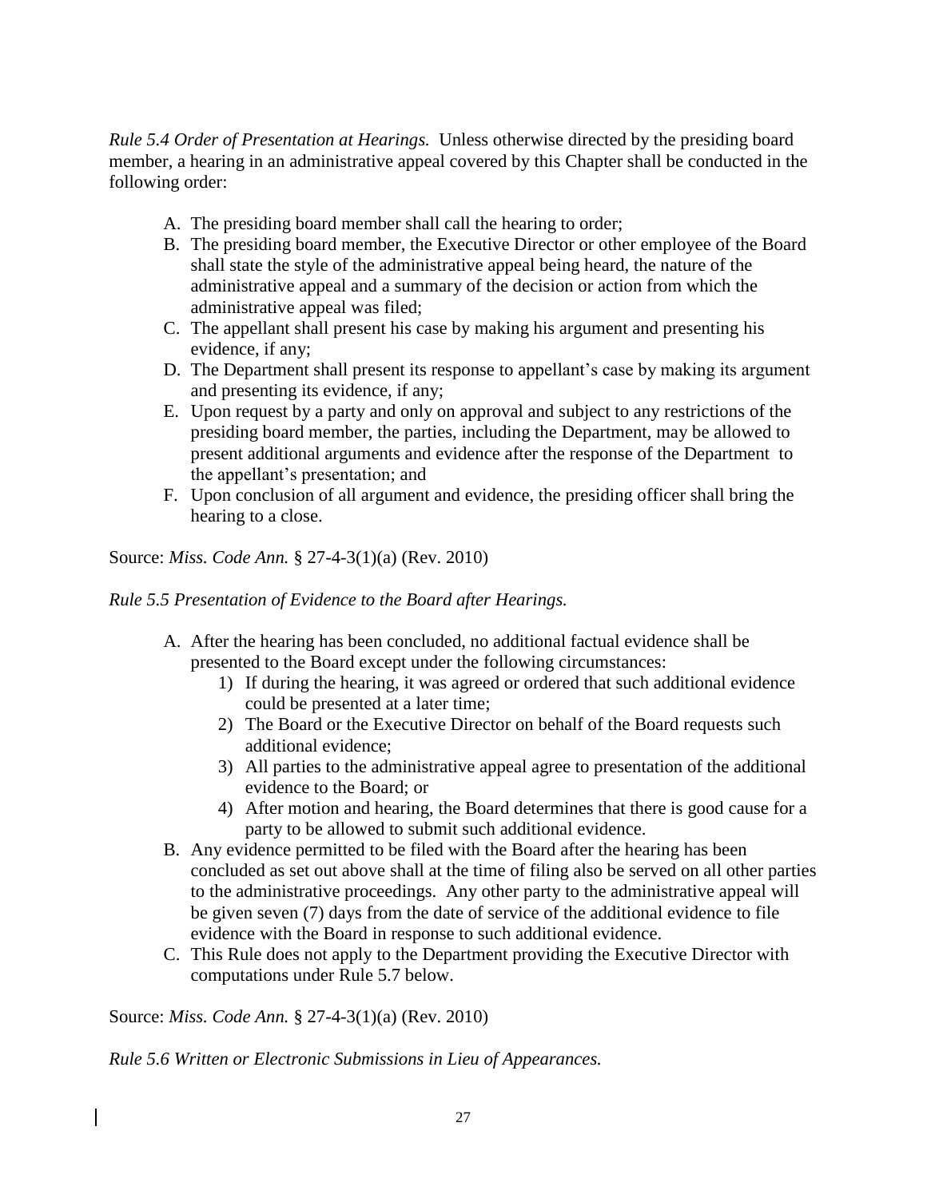*Rule 5.4 Order of Presentation at Hearings.* Unless otherwise directed by the presiding board member, a hearing in an administrative appeal covered by this Chapter shall be conducted in the following order:

A. The presiding board member shall call the hearing to order;
B. The presiding board member, the Executive Director or other employee of the Board shall state the style of the administrative appeal being heard, the nature of the administrative appeal and a summary of the decision or action from which the administrative appeal was filed;
C. The appellant shall present his case by making his argument and presenting his evidence, if any;
D. The Department shall present its response to appellant's case by making its argument and presenting its evidence, if any;
E. Upon request by a party and only on approval and subject to any restrictions of the presiding board member, the parties, including the Department, may be allowed to present additional arguments and evidence after the response of the Department to the appellant's presentation; and
F. Upon conclusion of all argument and evidence, the presiding officer shall bring the hearing to a close.

Source: *Miss. Code Ann.* § 27-4-3(1)(a) (Rev. 2010)

*Rule 5.5 Presentation of Evidence to the Board after Hearings.*

A. After the hearing has been concluded, no additional factual evidence shall be presented to the Board except under the following circumstances:
   1) If during the hearing, it was agreed or ordered that such additional evidence could be presented at a later time;
   2) The Board or the Executive Director on behalf of the Board requests such additional evidence;
   3) All parties to the administrative appeal agree to presentation of the additional evidence to the Board; or
   4) After motion and hearing, the Board determines that there is good cause for a party to be allowed to submit such additional evidence.
B. Any evidence permitted to be filed with the Board after the hearing has been concluded as set out above shall at the time of filing also be served on all other parties to the administrative proceedings. Any other party to the administrative appeal will be given seven (7) days from the date of service of the additional evidence to file evidence with the Board in response to such additional evidence.
C. This Rule does not apply to the Department providing the Executive Director with computations under Rule 5.7 below.

Source: *Miss. Code Ann.* § 27-4-3(1)(a) (Rev. 2010)

*Rule 5.6 Written or Electronic Submissions in Lieu of Appearances.*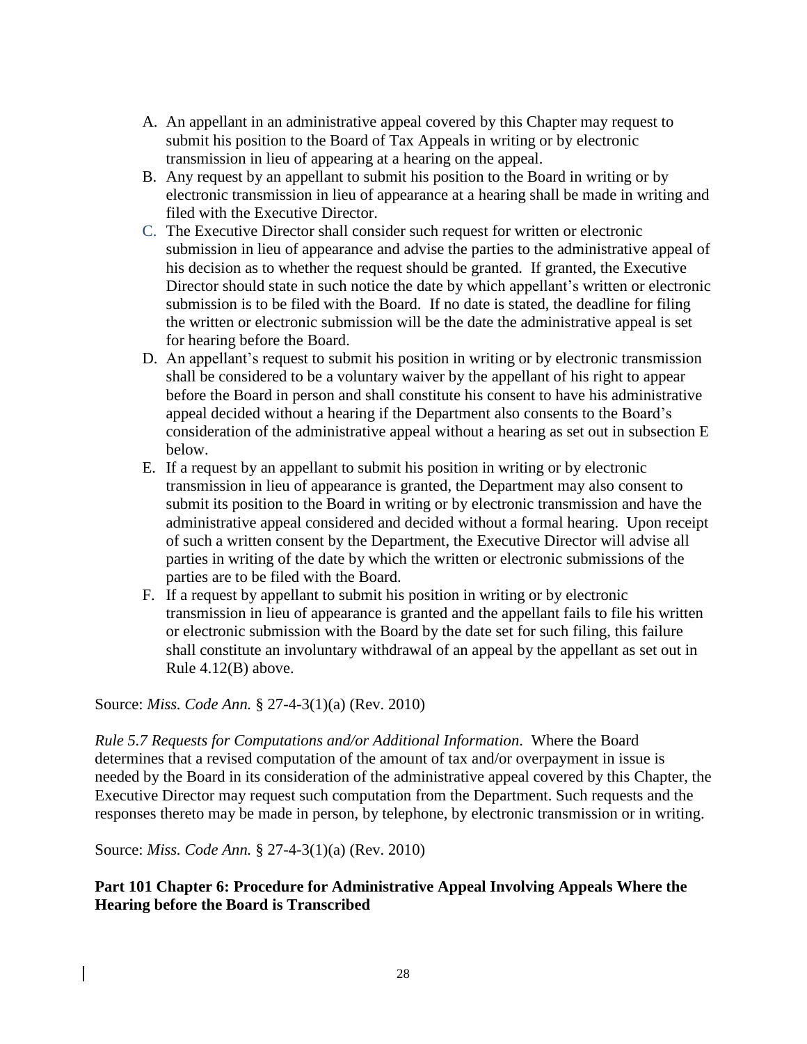A. An appellant in an administrative appeal covered by this Chapter may request to submit his position to the Board of Tax Appeals in writing or by electronic transmission in lieu of appearing at a hearing on the appeal.
B. Any request by an appellant to submit his position to the Board in writing or by electronic transmission in lieu of appearance at a hearing shall be made in writing and filed with the Executive Director.
C. The Executive Director shall consider such request for written or electronic submission in lieu of appearance and advise the parties to the administrative appeal of his decision as to whether the request should be granted. If granted, the Executive Director should state in such notice the date by which appellant's written or electronic submission is to be filed with the Board. If no date is stated, the deadline for filing the written or electronic submission will be the date the administrative appeal is set for hearing before the Board.
D. An appellant's request to submit his position in writing or by electronic transmission shall be considered to be a voluntary waiver by the appellant of his right to appear before the Board in person and shall constitute his consent to have his administrative appeal decided without a hearing if the Department also consents to the Board's consideration of the administrative appeal without a hearing as set out in subsection E below.
E. If a request by an appellant to submit his position in writing or by electronic transmission in lieu of appearance is granted, the Department may also consent to submit its position to the Board in writing or by electronic transmission and have the administrative appeal considered and decided without a formal hearing. Upon receipt of such a written consent by the Department, the Executive Director will advise all parties in writing of the date by which the written or electronic submissions of the parties are to be filed with the Board.
F. If a request by appellant to submit his position in writing or by electronic transmission in lieu of appearance is granted and the appellant fails to file his written or electronic submission with the Board by the date set for such filing, this failure shall constitute an involuntary withdrawal of an appeal by the appellant as set out in Rule 4.12(B) above.

Source: *Miss. Code Ann.* § 27-4-3(1)(a) (Rev. 2010)

*Rule 5.7 Requests for Computations and/or Additional Information*. Where the Board determines that a revised computation of the amount of tax and/or overpayment in issue is needed by the Board in its consideration of the administrative appeal covered by this Chapter, the Executive Director may request such computation from the Department. Such requests and the responses thereto may be made in person, by telephone, by electronic transmission or in writing.

Source: *Miss. Code Ann.* § 27-4-3(1)(a) (Rev. 2010)

**Part 101 Chapter 6: Procedure for Administrative Appeal Involving Appeals Where the Hearing before the Board is Transcribed**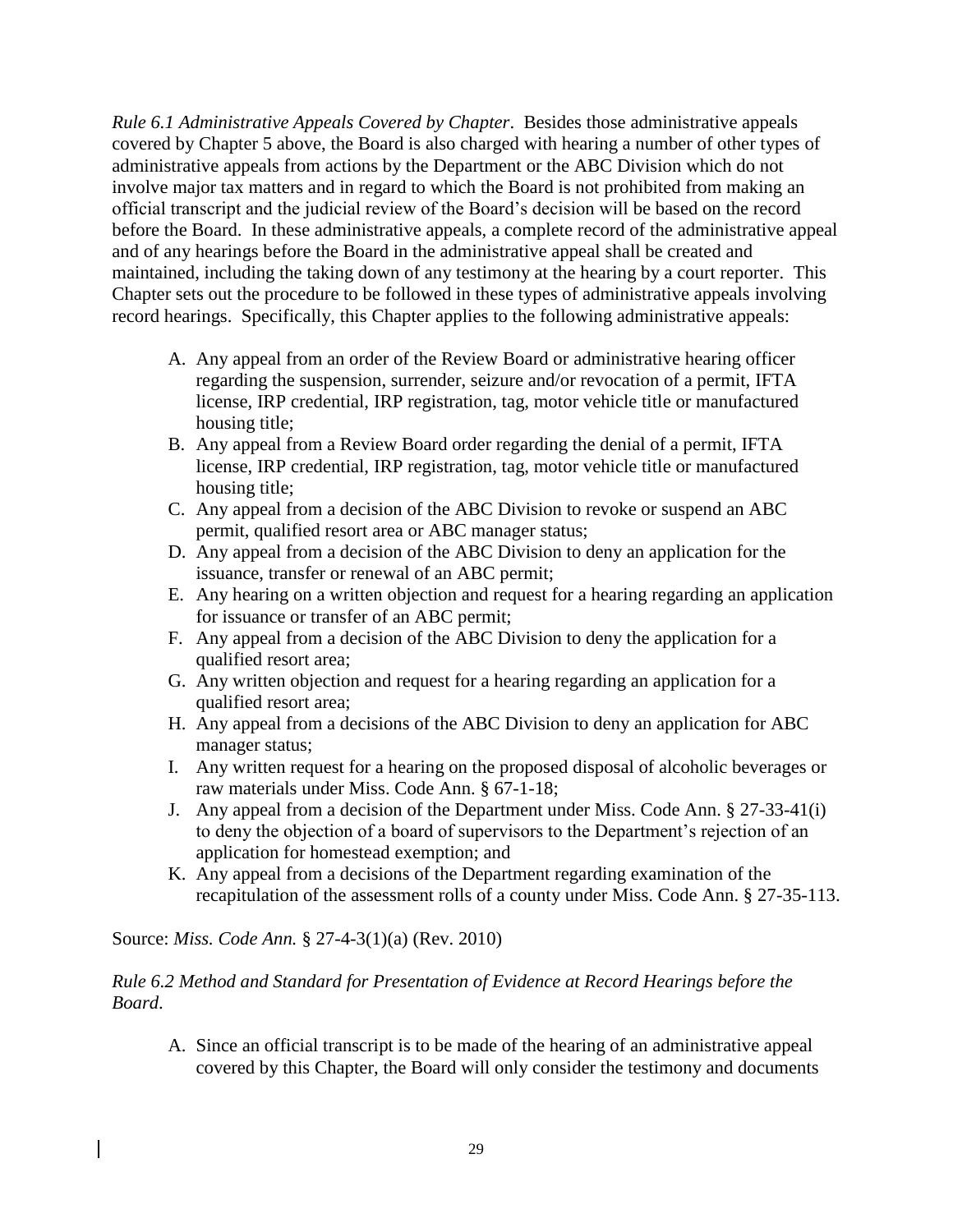*Rule 6.1 Administrative Appeals Covered by Chapter*. Besides those administrative appeals covered by Chapter 5 above, the Board is also charged with hearing a number of other types of administrative appeals from actions by the Department or the ABC Division which do not involve major tax matters and in regard to which the Board is not prohibited from making an official transcript and the judicial review of the Board's decision will be based on the record before the Board. In these administrative appeals, a complete record of the administrative appeal and of any hearings before the Board in the administrative appeal shall be created and maintained, including the taking down of any testimony at the hearing by a court reporter. This Chapter sets out the procedure to be followed in these types of administrative appeals involving record hearings. Specifically, this Chapter applies to the following administrative appeals:

A. Any appeal from an order of the Review Board or administrative hearing officer regarding the suspension, surrender, seizure and/or revocation of a permit, IFTA license, IRP credential, IRP registration, tag, motor vehicle title or manufactured housing title;
B. Any appeal from a Review Board order regarding the denial of a permit, IFTA license, IRP credential, IRP registration, tag, motor vehicle title or manufactured housing title;
C. Any appeal from a decision of the ABC Division to revoke or suspend an ABC permit, qualified resort area or ABC manager status;
D. Any appeal from a decision of the ABC Division to deny an application for the issuance, transfer or renewal of an ABC permit;
E. Any hearing on a written objection and request for a hearing regarding an application for issuance or transfer of an ABC permit;
F. Any appeal from a decision of the ABC Division to deny the application for a qualified resort area;
G. Any written objection and request for a hearing regarding an application for a qualified resort area;
H. Any appeal from a decisions of the ABC Division to deny an application for ABC manager status;
I. Any written request for a hearing on the proposed disposal of alcoholic beverages or raw materials under Miss. Code Ann. § 67-1-18;
J. Any appeal from a decision of the Department under Miss. Code Ann. § 27-33-41(i) to deny the objection of a board of supervisors to the Department's rejection of an application for homestead exemption; and
K. Any appeal from a decisions of the Department regarding examination of the recapitulation of the assessment rolls of a county under Miss. Code Ann. § 27-35-113.

Source: *Miss. Code Ann.* § 27-4-3(1)(a) (Rev. 2010)

*Rule 6.2 Method and Standard for Presentation of Evidence at Record Hearings before the Board*.

A. Since an official transcript is to be made of the hearing of an administrative appeal covered by this Chapter, the Board will only consider the testimony and documents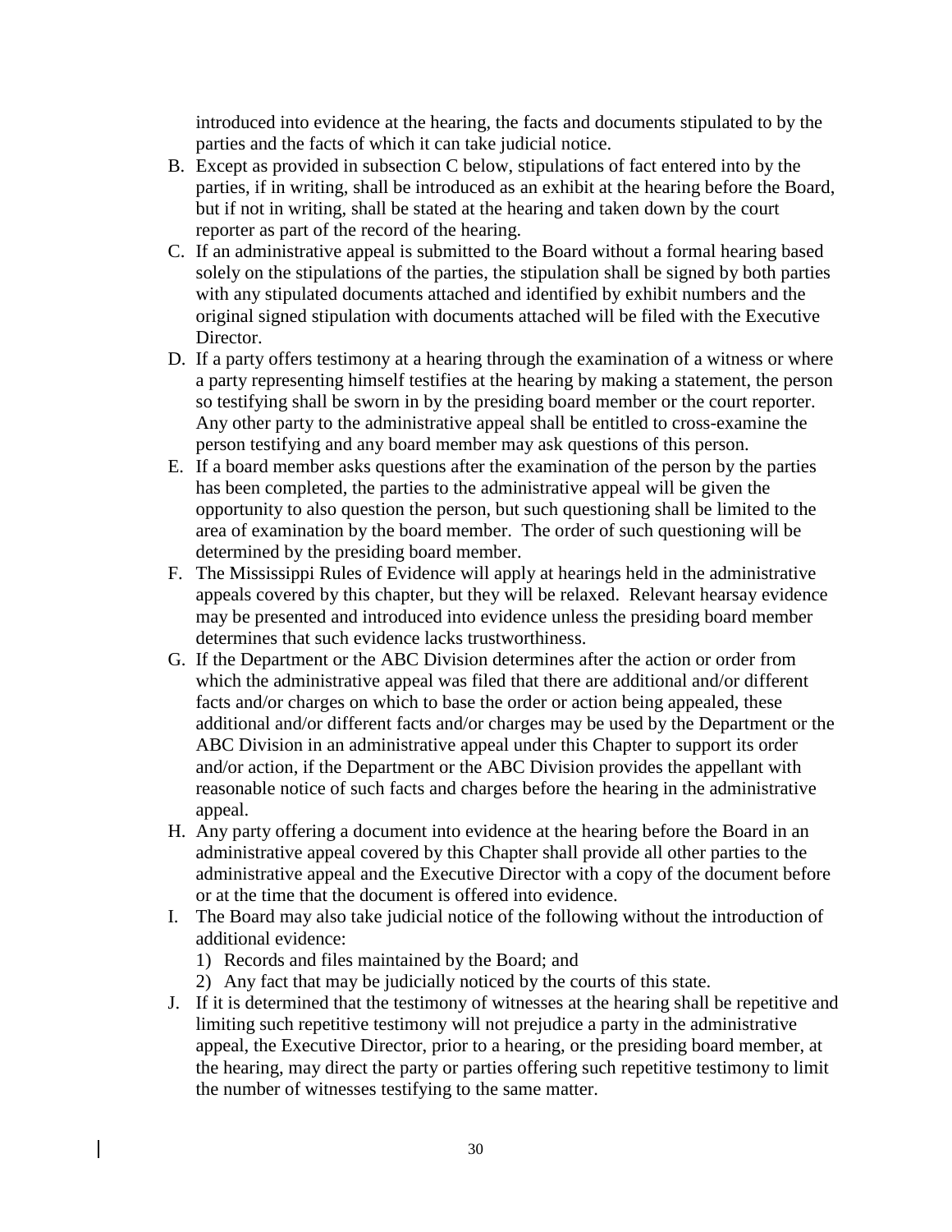introduced into evidence at the hearing, the facts and documents stipulated to by the parties and the facts of which it can take judicial notice.

B. Except as provided in subsection C below, stipulations of fact entered into by the parties, if in writing, shall be introduced as an exhibit at the hearing before the Board, but if not in writing, shall be stated at the hearing and taken down by the court reporter as part of the record of the hearing.

C. If an administrative appeal is submitted to the Board without a formal hearing based solely on the stipulations of the parties, the stipulation shall be signed by both parties with any stipulated documents attached and identified by exhibit numbers and the original signed stipulation with documents attached will be filed with the Executive Director.

D. If a party offers testimony at a hearing through the examination of a witness or where a party representing himself testifies at the hearing by making a statement, the person so testifying shall be sworn in by the presiding board member or the court reporter. Any other party to the administrative appeal shall be entitled to cross-examine the person testifying and any board member may ask questions of this person.

E. If a board member asks questions after the examination of the person by the parties has been completed, the parties to the administrative appeal will be given the opportunity to also question the person, but such questioning shall be limited to the area of examination by the board member. The order of such questioning will be determined by the presiding board member.

F. The Mississippi Rules of Evidence will apply at hearings held in the administrative appeals covered by this chapter, but they will be relaxed. Relevant hearsay evidence may be presented and introduced into evidence unless the presiding board member determines that such evidence lacks trustworthiness.

G. If the Department or the ABC Division determines after the action or order from which the administrative appeal was filed that there are additional and/or different facts and/or charges on which to base the order or action being appealed, these additional and/or different facts and/or charges may be used by the Department or the ABC Division in an administrative appeal under this Chapter to support its order and/or action, if the Department or the ABC Division provides the appellant with reasonable notice of such facts and charges before the hearing in the administrative appeal.

H. Any party offering a document into evidence at the hearing before the Board in an administrative appeal covered by this Chapter shall provide all other parties to the administrative appeal and the Executive Director with a copy of the document before or at the time that the document is offered into evidence.

I. The Board may also take judicial notice of the following without the introduction of additional evidence:
   1) Records and files maintained by the Board; and
   2) Any fact that may be judicially noticed by the courts of this state.

J. If it is determined that the testimony of witnesses at the hearing shall be repetitive and limiting such repetitive testimony will not prejudice a party in the administrative appeal, the Executive Director, prior to a hearing, or the presiding board member, at the hearing, may direct the party or parties offering such repetitive testimony to limit the number of witnesses testifying to the same matter.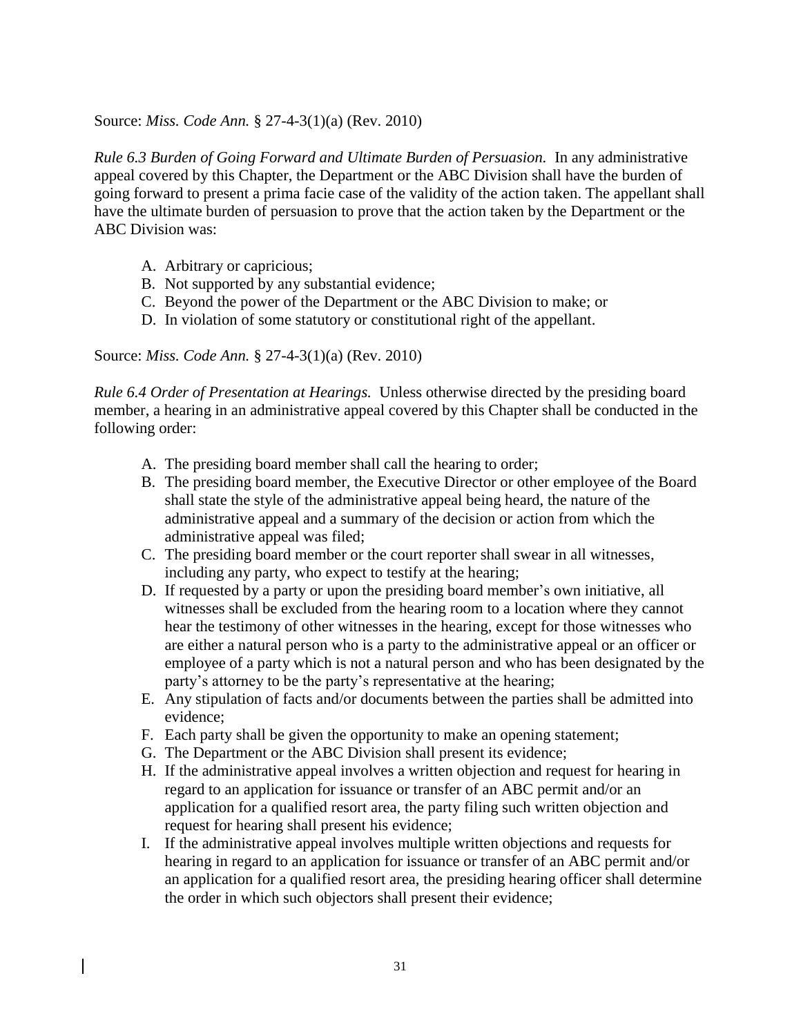Source: *Miss. Code Ann.* § 27-4-3(1)(a) (Rev. 2010)

*Rule 6.3 Burden of Going Forward and Ultimate Burden of Persuasion.* In any administrative appeal covered by this Chapter, the Department or the ABC Division shall have the burden of going forward to present a prima facie case of the validity of the action taken. The appellant shall have the ultimate burden of persuasion to prove that the action taken by the Department or the ABC Division was:

A. Arbitrary or capricious;
B. Not supported by any substantial evidence;
C. Beyond the power of the Department or the ABC Division to make; or
D. In violation of some statutory or constitutional right of the appellant.

Source: *Miss. Code Ann.* § 27-4-3(1)(a) (Rev. 2010)

*Rule 6.4 Order of Presentation at Hearings.* Unless otherwise directed by the presiding board member, a hearing in an administrative appeal covered by this Chapter shall be conducted in the following order:

A. The presiding board member shall call the hearing to order;
B. The presiding board member, the Executive Director or other employee of the Board shall state the style of the administrative appeal being heard, the nature of the administrative appeal and a summary of the decision or action from which the administrative appeal was filed;
C. The presiding board member or the court reporter shall swear in all witnesses, including any party, who expect to testify at the hearing;
D. If requested by a party or upon the presiding board member's own initiative, all witnesses shall be excluded from the hearing room to a location where they cannot hear the testimony of other witnesses in the hearing, except for those witnesses who are either a natural person who is a party to the administrative appeal or an officer or employee of a party which is not a natural person and who has been designated by the party's attorney to be the party's representative at the hearing;
E. Any stipulation of facts and/or documents between the parties shall be admitted into evidence;
F. Each party shall be given the opportunity to make an opening statement;
G. The Department or the ABC Division shall present its evidence;
H. If the administrative appeal involves a written objection and request for hearing in regard to an application for issuance or transfer of an ABC permit and/or an application for a qualified resort area, the party filing such written objection and request for hearing shall present his evidence;
I. If the administrative appeal involves multiple written objections and requests for hearing in regard to an application for issuance or transfer of an ABC permit and/or an application for a qualified resort area, the presiding hearing officer shall determine the order in which such objectors shall present their evidence;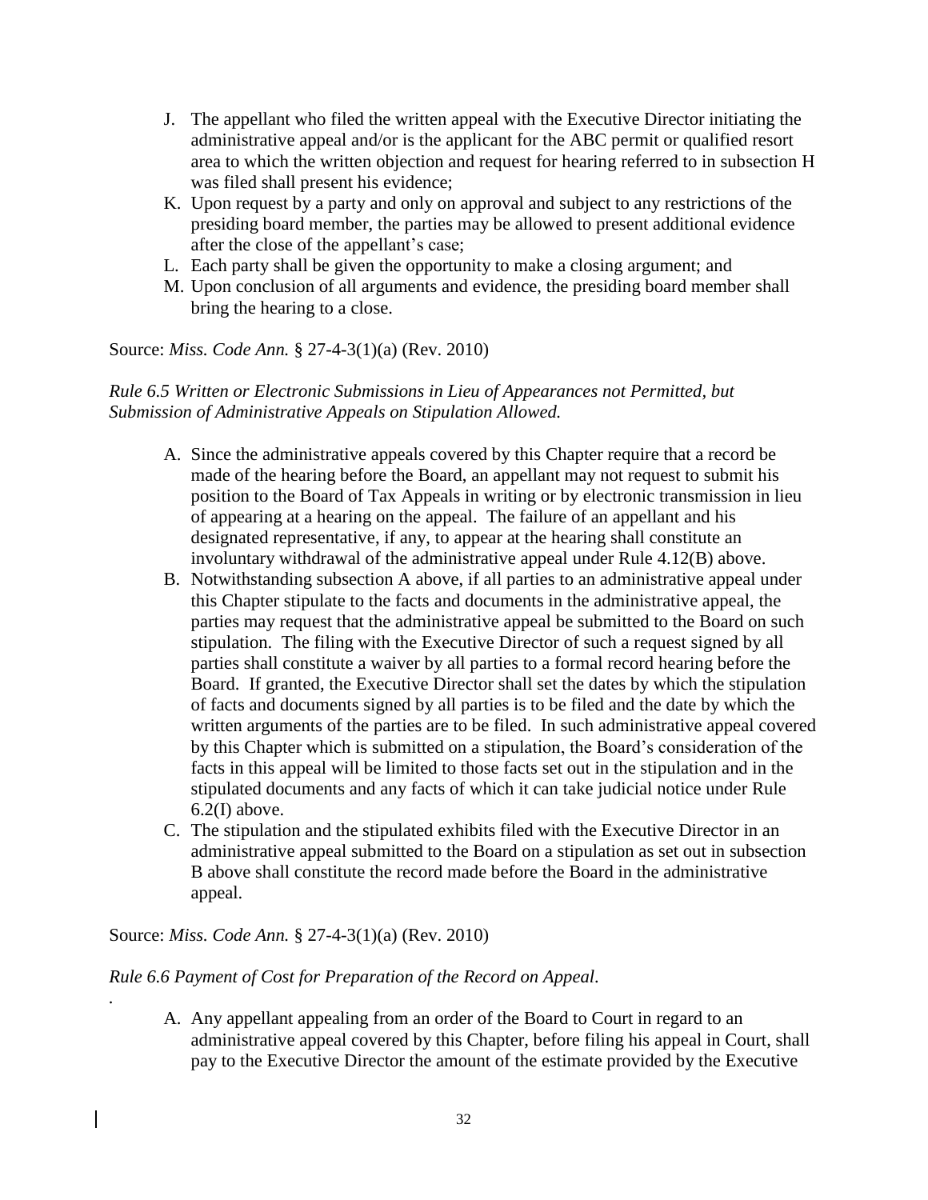J. The appellant who filed the written appeal with the Executive Director initiating the administrative appeal and/or is the applicant for the ABC permit or qualified resort area to which the written objection and request for hearing referred to in subsection H was filed shall present his evidence;

K. Upon request by a party and only on approval and subject to any restrictions of the presiding board member, the parties may be allowed to present additional evidence after the close of the appellant's case;

L. Each party shall be given the opportunity to make a closing argument; and

M. Upon conclusion of all arguments and evidence, the presiding board member shall bring the hearing to a close.

Source: *Miss. Code Ann.* § 27-4-3(1)(a) (Rev. 2010)

*Rule 6.5 Written or Electronic Submissions in Lieu of Appearances not Permitted, but Submission of Administrative Appeals on Stipulation Allowed.*

A. Since the administrative appeals covered by this Chapter require that a record be made of the hearing before the Board, an appellant may not request to submit his position to the Board of Tax Appeals in writing or by electronic transmission in lieu of appearing at a hearing on the appeal. The failure of an appellant and his designated representative, if any, to appear at the hearing shall constitute an involuntary withdrawal of the administrative appeal under Rule 4.12(B) above.

B. Notwithstanding subsection A above, if all parties to an administrative appeal under this Chapter stipulate to the facts and documents in the administrative appeal, the parties may request that the administrative appeal be submitted to the Board on such stipulation. The filing with the Executive Director of such a request signed by all parties shall constitute a waiver by all parties to a formal record hearing before the Board. If granted, the Executive Director shall set the dates by which the stipulation of facts and documents signed by all parties is to be filed and the date by which the written arguments of the parties are to be filed. In such administrative appeal covered by this Chapter which is submitted on a stipulation, the Board's consideration of the facts in this appeal will be limited to those facts set out in the stipulation and in the stipulated documents and any facts of which it can take judicial notice under Rule 6.2(I) above.

C. The stipulation and the stipulated exhibits filed with the Executive Director in an administrative appeal submitted to the Board on a stipulation as set out in subsection B above shall constitute the record made before the Board in the administrative appeal.

Source: *Miss. Code Ann.* § 27-4-3(1)(a) (Rev. 2010)

*Rule 6.6 Payment of Cost for Preparation of the Record on Appeal.*

A. Any appellant appealing from an order of the Board to Court in regard to an administrative appeal covered by this Chapter, before filing his appeal in Court, shall pay to the Executive Director the amount of the estimate provided by the Executive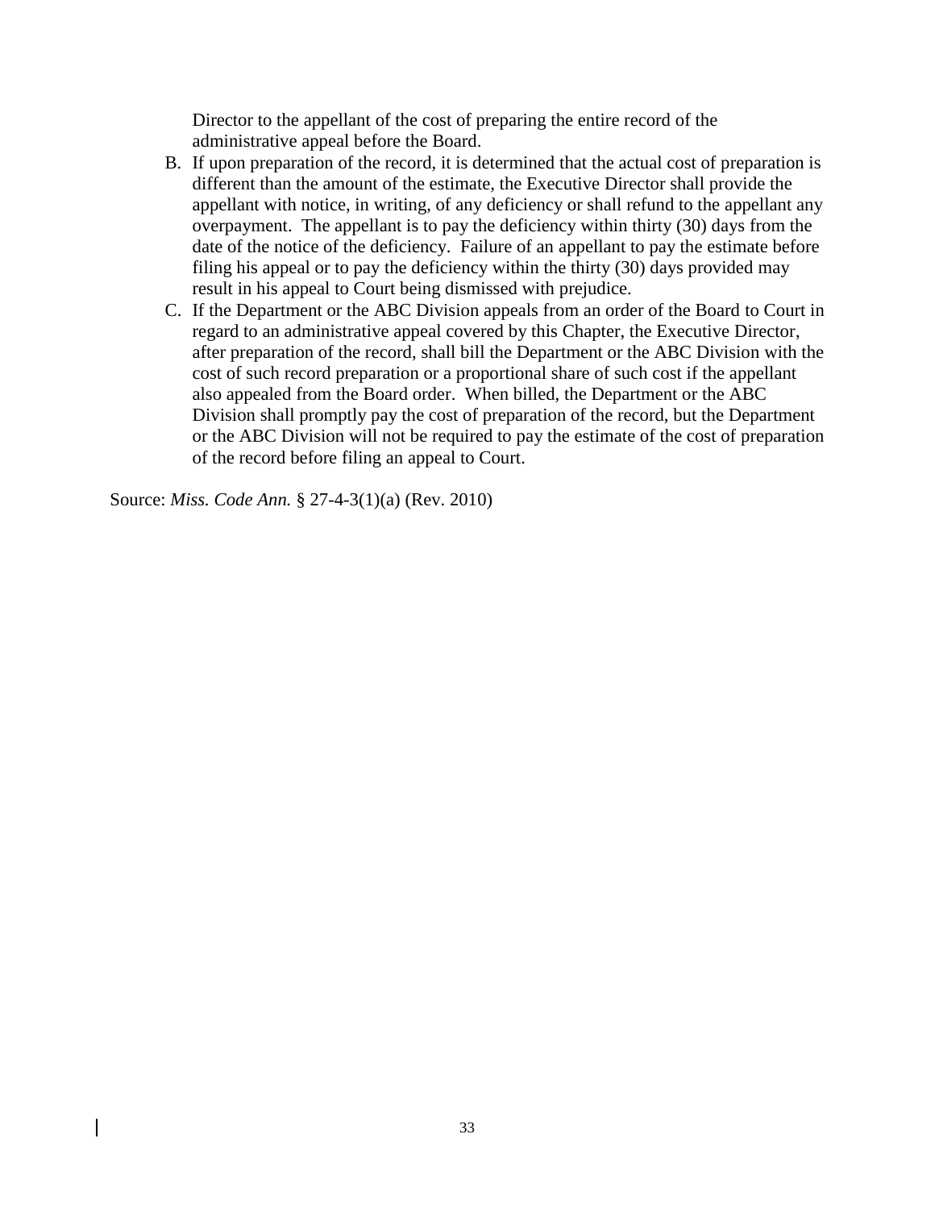Director to the appellant of the cost of preparing the entire record of the administrative appeal before the Board.

B. If upon preparation of the record, it is determined that the actual cost of preparation is different than the amount of the estimate, the Executive Director shall provide the appellant with notice, in writing, of any deficiency or shall refund to the appellant any overpayment. The appellant is to pay the deficiency within thirty (30) days from the date of the notice of the deficiency. Failure of an appellant to pay the estimate before filing his appeal or to pay the deficiency within the thirty (30) days provided may result in his appeal to Court being dismissed with prejudice.
C. If the Department or the ABC Division appeals from an order of the Board to Court in regard to an administrative appeal covered by this Chapter, the Executive Director, after preparation of the record, shall bill the Department or the ABC Division with the cost of such record preparation or a proportional share of such cost if the appellant also appealed from the Board order. When billed, the Department or the ABC Division shall promptly pay the cost of preparation of the record, but the Department or the ABC Division will not be required to pay the estimate of the cost of preparation of the record before filing an appeal to Court.

Source: *Miss. Code Ann.* § 27-4-3(1)(a) (Rev. 2010)